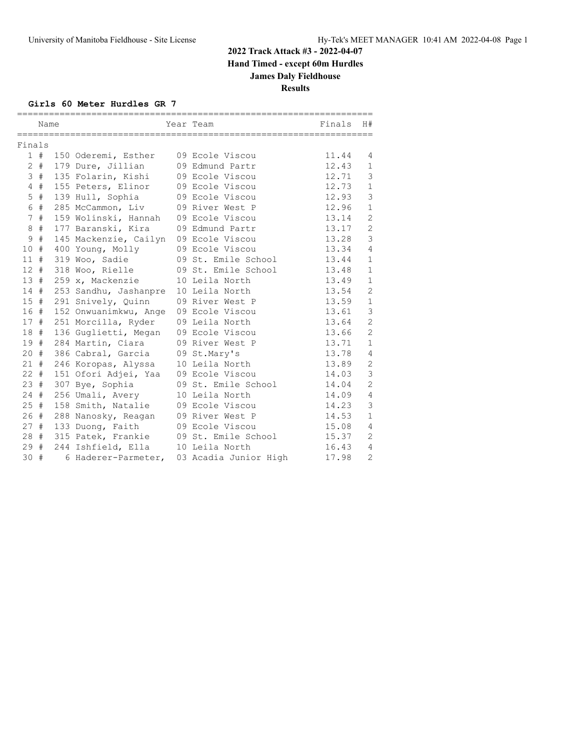# 2022 Track Attack #3 - 2022-04-07

**Hand Timed - except 60m Hurdles**

**James Daly Fieldhouse**

**Results**

### Girls 60 Meter Hurdles GR 7

| Place | | Name | Year | Team | Finals | H# |
|---|---|---|---|---|---|---|
| **Finals** | | | | | | |
| 1 | # | 150 Oderemi, Esther | 09 | Ecole Viscou | 11.44 | 4 |
| 2 | # | 179 Dure, Jillian | 09 | Edmund Partr | 12.43 | 1 |
| 3 | # | 135 Folarin, Kishi | 09 | Ecole Viscou | 12.71 | 3 |
| 4 | # | 155 Peters, Elinor | 09 | Ecole Viscou | 12.73 | 1 |
| 5 | # | 139 Hull, Sophia | 09 | Ecole Viscou | 12.93 | 3 |
| 6 | # | 285 McCammon, Liv | 09 | River West P | 12.96 | 1 |
| 7 | # | 159 Wolinski, Hannah | 09 | Ecole Viscou | 13.14 | 2 |
| 8 | # | 177 Baranski, Kira | 09 | Edmund Partr | 13.17 | 2 |
| 9 | # | 145 Mackenzie, Cailyn | 09 | Ecole Viscou | 13.28 | 3 |
| 10 | # | 400 Young, Molly | 09 | Ecole Viscou | 13.34 | 4 |
| 11 | # | 319 Woo, Sadie | 09 | St. Emile School | 13.44 | 1 |
| 12 | # | 318 Woo, Rielle | 09 | St. Emile School | 13.48 | 1 |
| 13 | # | 259 x, Mackenzie | 10 | Leila North | 13.49 | 1 |
| 14 | # | 253 Sandhu, Jashanpre | 10 | Leila North | 13.54 | 2 |
| 15 | # | 291 Snively, Quinn | 09 | River West P | 13.59 | 1 |
| 16 | # | 152 Onwuanimkwu, Ange | 09 | Ecole Viscou | 13.61 | 3 |
| 17 | # | 251 Morcilla, Ryder | 09 | Leila North | 13.64 | 2 |
| 18 | # | 136 Guglietti, Megan | 09 | Ecole Viscou | 13.66 | 2 |
| 19 | # | 284 Martin, Ciara | 09 | River West P | 13.71 | 1 |
| 20 | # | 386 Cabral, Garcia | 09 | St.Mary's | 13.78 | 4 |
| 21 | # | 246 Koropas, Alyssa | 10 | Leila North | 13.89 | 2 |
| 22 | # | 151 Ofori Adjei, Yaa | 09 | Ecole Viscou | 14.03 | 3 |
| 23 | # | 307 Bye, Sophia | 09 | St. Emile School | 14.04 | 2 |
| 24 | # | 256 Umali, Avery | 10 | Leila North | 14.09 | 4 |
| 25 | # | 158 Smith, Natalie | 09 | Ecole Viscou | 14.23 | 3 |
| 26 | # | 288 Nanosky, Reagan | 09 | River West P | 14.53 | 1 |
| 27 | # | 133 Duong, Faith | 09 | Ecole Viscou | 15.08 | 4 |
| 28 | # | 315 Patek, Frankie | 09 | St. Emile School | 15.37 | 2 |
| 29 | # | 244 Ishfield, Ella | 10 | Leila North | 16.43 | 4 |
| 30 | # | 6 Haderer-Parmeter, | 03 | Acadia Junior High | 17.98 | 2 |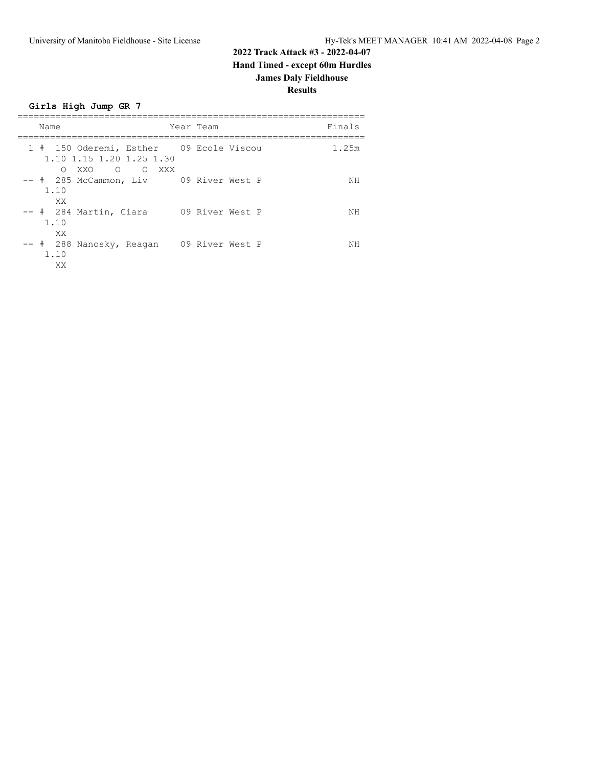## 2022 Track Attack #3 - 2022-04-07

**Hand Timed - except 60m Hurdles**

**James Daly Fieldhouse**

**Results**

### Girls High Jump GR 7

| Place | # | Name | Year | Team | Finals |
|---|---|---|---|---|---|
| 1 | 150 | Oderemi, Esther | 09 | Ecole Viscou | 1.25m |
| | | 1.10 1.15 1.20 1.25 1.30 | | | |
| | | O XXO O O XXX | | | |
| -- | 285 | McCammon, Liv | 09 | River West P | NH |
| | | 1.10 | | | |
| | | XX | | | |
| -- | 284 | Martin, Ciara | 09 | River West P | NH |
| | | 1.10 | | | |
| | | XX | | | |
| -- | 288 | Nanosky, Reagan | 09 | River West P | NH |
| | | 1.10 | | | |
| | | XX | | | |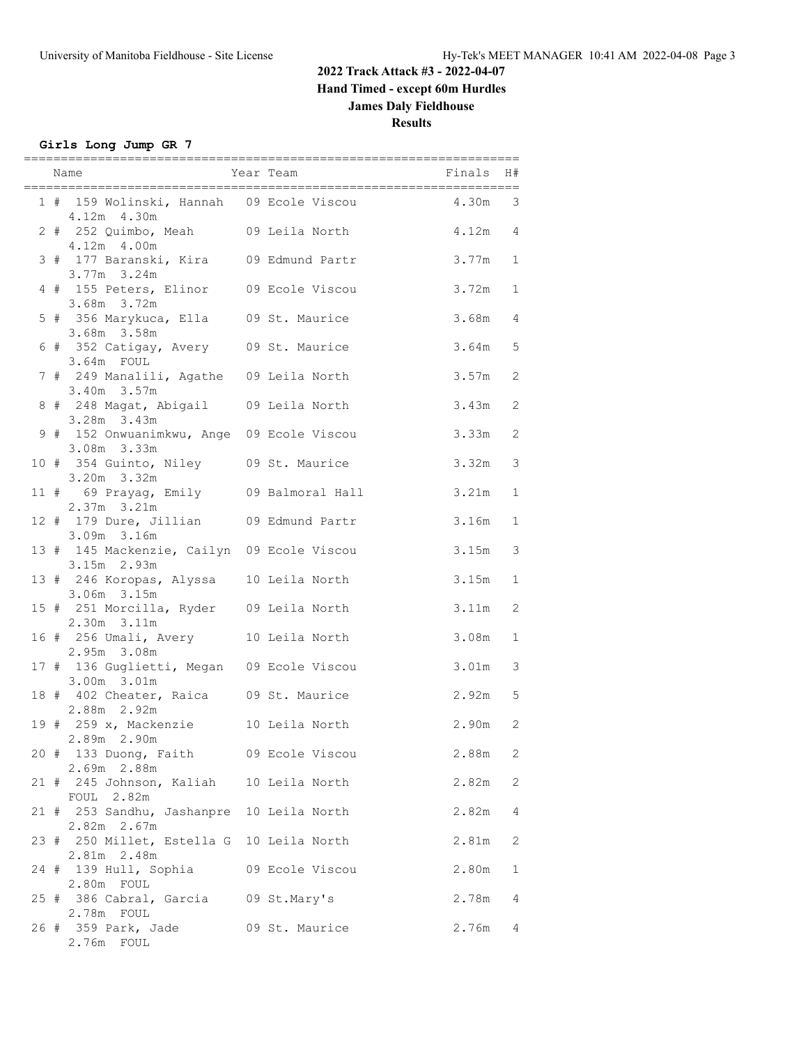# 2022 Track Attack #3 - 2022-04-07

**Hand Timed - except 60m Hurdles**

**James Daly Fieldhouse**

**Results**

### Girls Long Jump GR 7

| Place | | Name | Year | Team | Finals | H# |
|---|---|---|---|---|---|---|
| 1 | # | 159 Wolinski, Hannah | 09 | Ecole Viscou | 4.30m | 3 |
| | | 4.12m 4.30m | | | | |
| 2 | # | 252 Quimbo, Meah | 09 | Leila North | 4.12m | 4 |
| | | 4.12m 4.00m | | | | |
| 3 | # | 177 Baranski, Kira | 09 | Edmund Partr | 3.77m | 1 |
| | | 3.77m 3.24m | | | | |
| 4 | # | 155 Peters, Elinor | 09 | Ecole Viscou | 3.72m | 1 |
| | | 3.68m 3.72m | | | | |
| 5 | # | 356 Marykuca, Ella | 09 | St. Maurice | 3.68m | 4 |
| | | 3.68m 3.58m | | | | |
| 6 | # | 352 Catigay, Avery | 09 | St. Maurice | 3.64m | 5 |
| | | 3.64m FOUL | | | | |
| 7 | # | 249 Manalili, Agathe | 09 | Leila North | 3.57m | 2 |
| | | 3.40m 3.57m | | | | |
| 8 | # | 248 Magat, Abigail | 09 | Leila North | 3.43m | 2 |
| | | 3.28m 3.43m | | | | |
| 9 | # | 152 Onwuanimkwu, Ange | 09 | Ecole Viscou | 3.33m | 2 |
| | | 3.08m 3.33m | | | | |
| 10 | # | 354 Guinto, Niley | 09 | St. Maurice | 3.32m | 3 |
| | | 3.20m 3.32m | | | | |
| 11 | # | 69 Prayag, Emily | 09 | Balmoral Hall | 3.21m | 1 |
| | | 2.37m 3.21m | | | | |
| 12 | # | 179 Dure, Jillian | 09 | Edmund Partr | 3.16m | 1 |
| | | 3.09m 3.16m | | | | |
| 13 | # | 145 Mackenzie, Cailyn | 09 | Ecole Viscou | 3.15m | 3 |
| | | 3.15m 2.93m | | | | |
| 13 | # | 246 Koropas, Alyssa | 10 | Leila North | 3.15m | 1 |
| | | 3.06m 3.15m | | | | |
| 15 | # | 251 Morcilla, Ryder | 09 | Leila North | 3.11m | 2 |
| | | 2.30m 3.11m | | | | |
| 16 | # | 256 Umali, Avery | 10 | Leila North | 3.08m | 1 |
| | | 2.95m 3.08m | | | | |
| 17 | # | 136 Guglietti, Megan | 09 | Ecole Viscou | 3.01m | 3 |
| | | 3.00m 3.01m | | | | |
| 18 | # | 402 Cheater, Raica | 09 | St. Maurice | 2.92m | 5 |
| | | 2.88m 2.92m | | | | |
| 19 | # | 259 x, Mackenzie | 10 | Leila North | 2.90m | 2 |
| | | 2.89m 2.90m | | | | |
| 20 | # | 133 Duong, Faith | 09 | Ecole Viscou | 2.88m | 2 |
| | | 2.69m 2.88m | | | | |
| 21 | # | 245 Johnson, Kaliah | 10 | Leila North | 2.82m | 2 |
| | | FOUL 2.82m | | | | |
| 21 | # | 253 Sandhu, Jashanpre | 10 | Leila North | 2.82m | 4 |
| | | 2.82m 2.67m | | | | |
| 23 | # | 250 Millet, Estella G | 10 | Leila North | 2.81m | 2 |
| | | 2.81m 2.48m | | | | |
| 24 | # | 139 Hull, Sophia | 09 | Ecole Viscou | 2.80m | 1 |
| | | 2.80m FOUL | | | | |
| 25 | # | 386 Cabral, Garcia | 09 | St.Mary's | 2.78m | 4 |
| | | 2.78m FOUL | | | | |
| 26 | # | 359 Park, Jade | 09 | St. Maurice | 2.76m | 4 |
| | | 2.76m FOUL | | | | |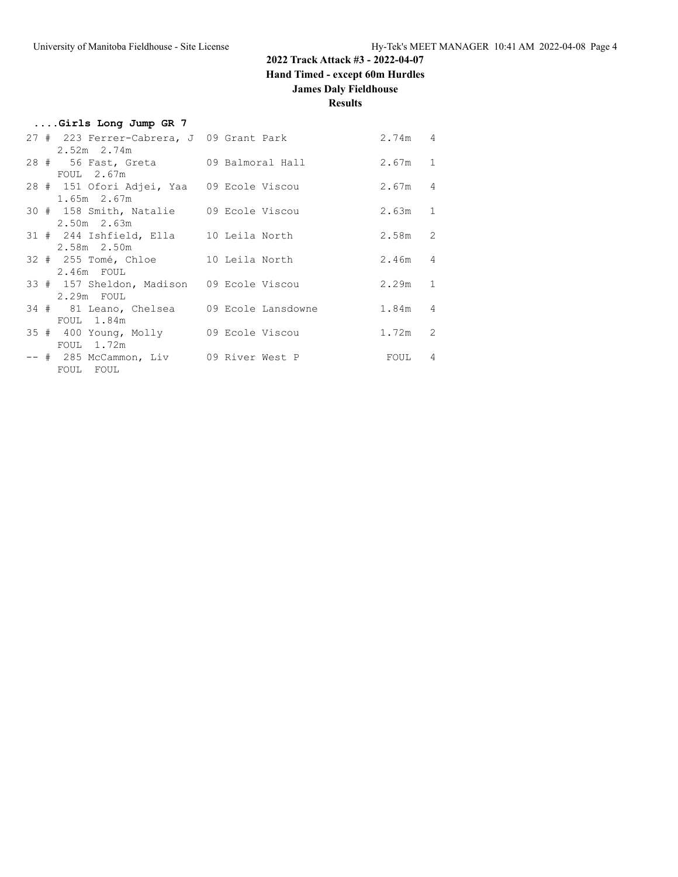## 2022 Track Attack #3 - 2022-04-07

**Hand Timed - except 60m Hurdles**

**James Daly Fieldhouse**

**Results**

### ....Girls Long Jump GR 7

| Place | # | Name | Yr | School | Mark | Flight |
|---|---|---|---|---|---|---|
| 27 | # 223 | Ferrer-Cabrera, J | 09 | Grant Park | 2.74m | 4 |
| | | 2.52m 2.74m | | | | |
| 28 | # 56 | Fast, Greta | 09 | Balmoral Hall | 2.67m | 1 |
| | | FOUL 2.67m | | | | |
| 28 | # 151 | Ofori Adjei, Yaa | 09 | Ecole Viscou | 2.67m | 4 |
| | | 1.65m 2.67m | | | | |
| 30 | # 158 | Smith, Natalie | 09 | Ecole Viscou | 2.63m | 1 |
| | | 2.50m 2.63m | | | | |
| 31 | # 244 | Ishfield, Ella | 10 | Leila North | 2.58m | 2 |
| | | 2.58m 2.50m | | | | |
| 32 | # 255 | Tomé, Chloe | 10 | Leila North | 2.46m | 4 |
| | | 2.46m FOUL | | | | |
| 33 | # 157 | Sheldon, Madison | 09 | Ecole Viscou | 2.29m | 1 |
| | | 2.29m FOUL | | | | |
| 34 | # 81 | Leano, Chelsea | 09 | Ecole Lansdowne | 1.84m | 4 |
| | | FOUL 1.84m | | | | |
| 35 | # 400 | Young, Molly | 09 | Ecole Viscou | 1.72m | 2 |
| | | FOUL 1.72m | | | | |
| -- | # 285 | McCammon, Liv | 09 | River West P | FOUL | 4 |
| | | FOUL FOUL | | | | |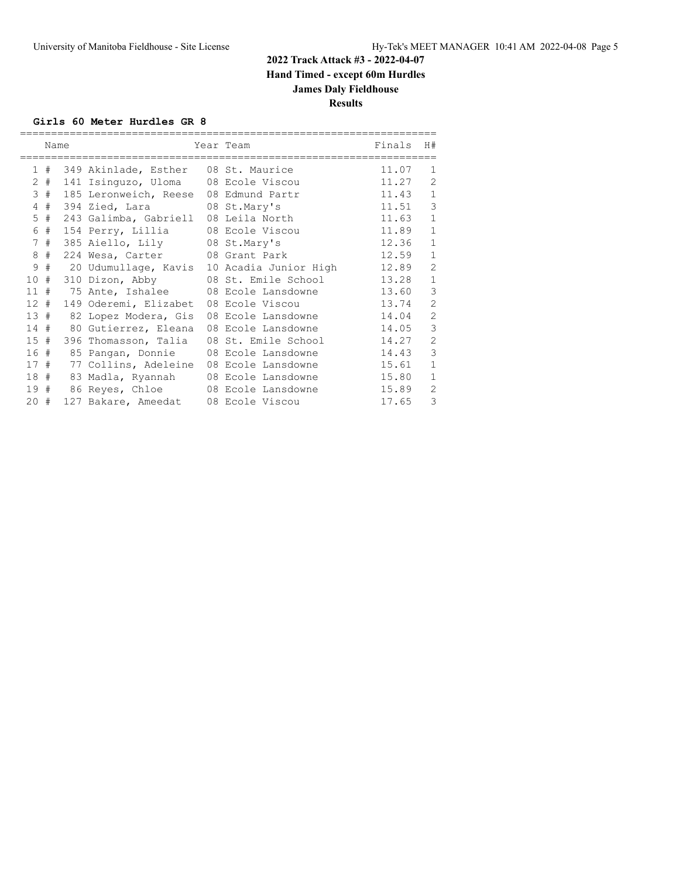# 2022 Track Attack #3 - 2022-04-07

**Hand Timed - except 60m Hurdles**

**James Daly Fieldhouse**

**Results**

### Girls 60 Meter Hurdles GR 8

| | Name | Year | Team | Finals | H# |
|---|---|---|---|---|---|
| 1 # | 349 Akinlade, Esther | 08 | St. Maurice | 11.07 | 1 |
| 2 # | 141 Isinguzo, Uloma | 08 | Ecole Viscou | 11.27 | 2 |
| 3 # | 185 Leronweich, Reese | 08 | Edmund Partr | 11.43 | 1 |
| 4 # | 394 Zied, Lara | 08 | St.Mary's | 11.51 | 3 |
| 5 # | 243 Galimba, Gabriell | 08 | Leila North | 11.63 | 1 |
| 6 # | 154 Perry, Lillia | 08 | Ecole Viscou | 11.89 | 1 |
| 7 # | 385 Aiello, Lily | 08 | St.Mary's | 12.36 | 1 |
| 8 # | 224 Wesa, Carter | 08 | Grant Park | 12.59 | 1 |
| 9 # | 20 Udumullage, Kavis | 10 | Acadia Junior High | 12.89 | 2 |
| 10 # | 310 Dizon, Abby | 08 | St. Emile School | 13.28 | 1 |
| 11 # | 75 Ante, Ishalee | 08 | Ecole Lansdowne | 13.60 | 3 |
| 12 # | 149 Oderemi, Elizabet | 08 | Ecole Viscou | 13.74 | 2 |
| 13 # | 82 Lopez Modera, Gis | 08 | Ecole Lansdowne | 14.04 | 2 |
| 14 # | 80 Gutierrez, Eleana | 08 | Ecole Lansdowne | 14.05 | 3 |
| 15 # | 396 Thomasson, Talia | 08 | St. Emile School | 14.27 | 2 |
| 16 # | 85 Pangan, Donnie | 08 | Ecole Lansdowne | 14.43 | 3 |
| 17 # | 77 Collins, Adeleine | 08 | Ecole Lansdowne | 15.61 | 1 |
| 18 # | 83 Madla, Ryannah | 08 | Ecole Lansdowne | 15.80 | 1 |
| 19 # | 86 Reyes, Chloe | 08 | Ecole Lansdowne | 15.89 | 2 |
| 20 # | 127 Bakare, Ameedat | 08 | Ecole Viscou | 17.65 | 3 |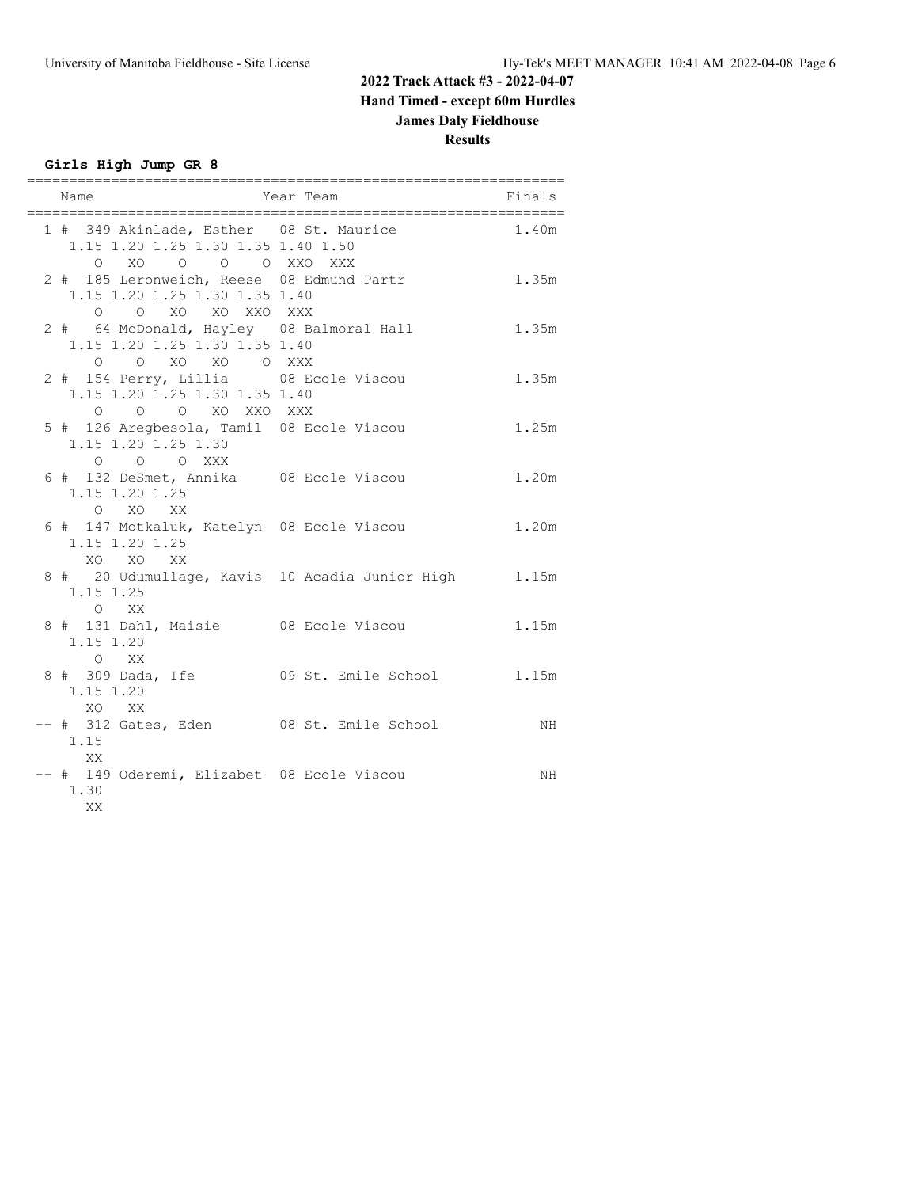# 2022 Track Attack #3 - 2022-04-07

**Hand Timed - except 60m Hurdles**

**James Daly Fieldhouse**

**Results**

### Girls High Jump GR 8

```
================================================================
    Name                    Year Team                    Finals
================================================================
  1 # 349 Akinlade, Esther   08 St. Maurice               1.40m
     1.15 1.20 1.25 1.30 1.35 1.40 1.50
        O   XO    O    O    O  XXO  XXX
  2 # 185 Leronweich, Reese  08 Edmund Partr              1.35m
     1.15 1.20 1.25 1.30 1.35 1.40
        O    O   XO   XO  XXO  XXX
  2 #  64 McDonald, Hayley   08 Balmoral Hall             1.35m
     1.15 1.20 1.25 1.30 1.35 1.40
        O    O   XO   XO    O  XXX
  2 # 154 Perry, Lillia      08 Ecole Viscou              1.35m
     1.15 1.20 1.25 1.30 1.35 1.40
        O    O    O   XO  XXO  XXX
  5 # 126 Aregbesola, Tamil  08 Ecole Viscou              1.25m
     1.15 1.20 1.25 1.30
        O    O    O  XXX
  6 # 132 DeSmet, Annika     08 Ecole Viscou              1.20m
     1.15 1.20 1.25
        O   XO   XX
  6 # 147 Motkaluk, Katelyn  08 Ecole Viscou              1.20m
     1.15 1.20 1.25
       XO   XO   XX
  8 #  20 Udumullage, Kavis  10 Acadia Junior High        1.15m
     1.15 1.25
        O   XX
  8 # 131 Dahl, Maisie       08 Ecole Viscou              1.15m
     1.15 1.20
        O   XX
  8 # 309 Dada, Ife          09 St. Emile School          1.15m
     1.15 1.20
       XO   XX
 -- # 312 Gates, Eden        08 St. Emile School             NH
     1.15
       XX
 -- # 149 Oderemi, Elizabet  08 Ecole Viscou                 NH
     1.30
       XX
```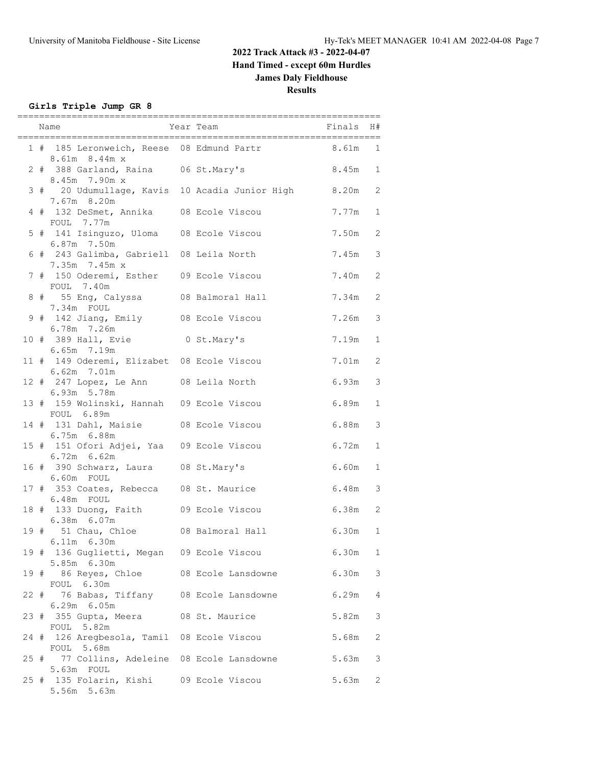# 2022 Track Attack #3 - 2022-04-07

**Hand Timed - except 60m Hurdles**

**James Daly Fieldhouse**

**Results**

### Girls Triple Jump GR 8

| Place | Comp# | Name | Year | Team | Finals | H# | Attempts |
|---|---|---|---|---|---|---|---|
| 1 # | 185 | Leronweich, Reese | 08 | Edmund Partr | 8.61m | 1 | 8.61m 8.44m x |
| 2 # | 388 | Garland, Raina | 06 | St.Mary's | 8.45m | 1 | 8.45m 7.90m x |
| 3 # | 20 | Udumullage, Kavis | 10 | Acadia Junior High | 8.20m | 2 | 7.67m 8.20m |
| 4 # | 132 | DeSmet, Annika | 08 | Ecole Viscou | 7.77m | 1 | FOUL 7.77m |
| 5 # | 141 | Isinguzo, Uloma | 08 | Ecole Viscou | 7.50m | 2 | 6.87m 7.50m |
| 6 # | 243 | Galimba, Gabriell | 08 | Leila North | 7.45m | 3 | 7.35m 7.45m x |
| 7 # | 150 | Oderemi, Esther | 09 | Ecole Viscou | 7.40m | 2 | FOUL 7.40m |
| 8 # | 55 | Eng, Calyssa | 08 | Balmoral Hall | 7.34m | 2 | 7.34m FOUL |
| 9 # | 142 | Jiang, Emily | 08 | Ecole Viscou | 7.26m | 3 | 6.78m 7.26m |
| 10 # | 389 | Hall, Evie | 0 | St.Mary's | 7.19m | 1 | 6.65m 7.19m |
| 11 # | 149 | Oderemi, Elizabet | 08 | Ecole Viscou | 7.01m | 2 | 6.62m 7.01m |
| 12 # | 247 | Lopez, Le Ann | 08 | Leila North | 6.93m | 3 | 6.93m 5.78m |
| 13 # | 159 | Wolinski, Hannah | 09 | Ecole Viscou | 6.89m | 1 | FOUL 6.89m |
| 14 # | 131 | Dahl, Maisie | 08 | Ecole Viscou | 6.88m | 3 | 6.75m 6.88m |
| 15 # | 151 | Ofori Adjei, Yaa | 09 | Ecole Viscou | 6.72m | 1 | 6.72m 6.62m |
| 16 # | 390 | Schwarz, Laura | 08 | St.Mary's | 6.60m | 1 | 6.60m FOUL |
| 17 # | 353 | Coates, Rebecca | 08 | St. Maurice | 6.48m | 3 | 6.48m FOUL |
| 18 # | 133 | Duong, Faith | 09 | Ecole Viscou | 6.38m | 2 | 6.38m 6.07m |
| 19 # | 51 | Chau, Chloe | 08 | Balmoral Hall | 6.30m | 1 | 6.11m 6.30m |
| 19 # | 136 | Guglietti, Megan | 09 | Ecole Viscou | 6.30m | 1 | 5.85m 6.30m |
| 19 # | 86 | Reyes, Chloe | 08 | Ecole Lansdowne | 6.30m | 3 | FOUL 6.30m |
| 22 # | 76 | Babas, Tiffany | 08 | Ecole Lansdowne | 6.29m | 4 | 6.29m 6.05m |
| 23 # | 355 | Gupta, Meera | 08 | St. Maurice | 5.82m | 3 | FOUL 5.82m |
| 24 # | 126 | Aregbesola, Tamil | 08 | Ecole Viscou | 5.68m | 2 | FOUL 5.68m |
| 25 # | 77 | Collins, Adeleine | 08 | Ecole Lansdowne | 5.63m | 3 | 5.63m FOUL |
| 25 # | 135 | Folarin, Kishi | 09 | Ecole Viscou | 5.63m | 2 | 5.56m 5.63m |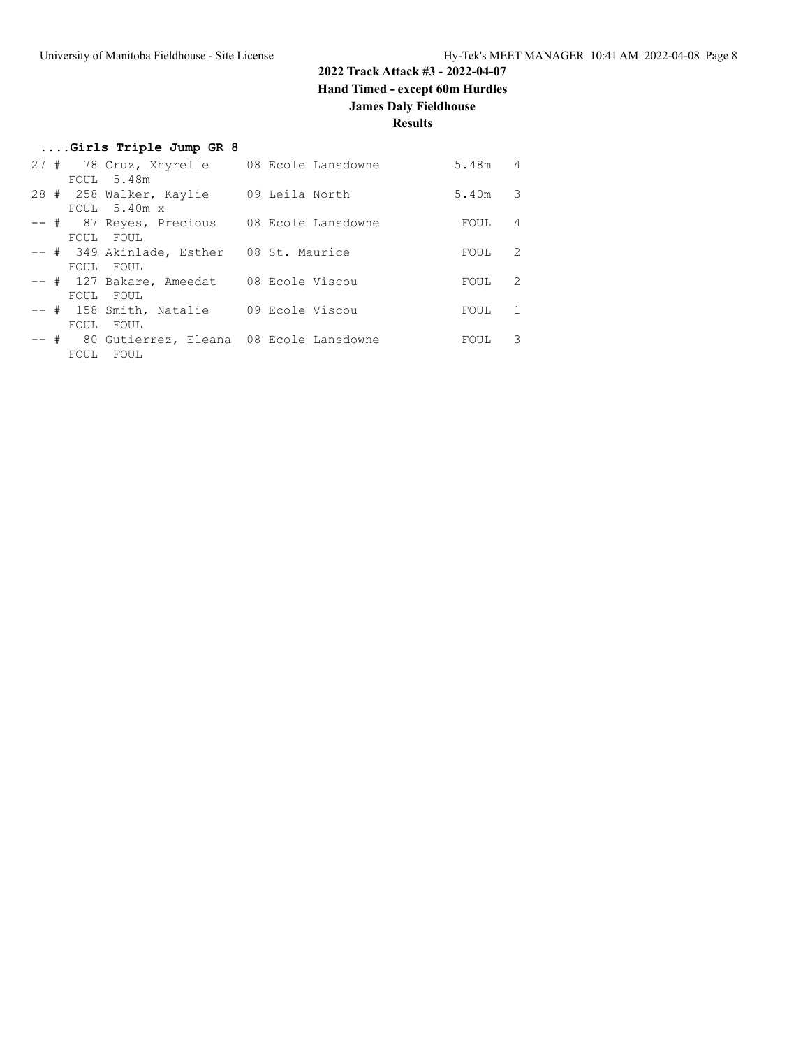# 2022 Track Attack #3 - 2022-04-07

**Hand Timed - except 60m Hurdles**

**James Daly Fieldhouse**

**Results**

### ....Girls Triple Jump GR 8

```
27 #   78 Cruz, Xhyrelle     08 Ecole Lansdowne          5.48m   4
     FOUL  5.48m
28 #  258 Walker, Kaylie     09 Leila North              5.40m   3
     FOUL  5.40m  x
-- #   87 Reyes, Precious    08 Ecole Lansdowne           FOUL   4
     FOUL  FOUL
-- #  349 Akinlade, Esther   08 St. Maurice               FOUL   2
     FOUL  FOUL
-- #  127 Bakare, Ameedat    08 Ecole Viscou              FOUL   2
     FOUL  FOUL
-- #  158 Smith, Natalie     09 Ecole Viscou              FOUL   1
     FOUL  FOUL
-- #   80 Gutierrez, Eleana  08 Ecole Lansdowne           FOUL   3
     FOUL  FOUL
```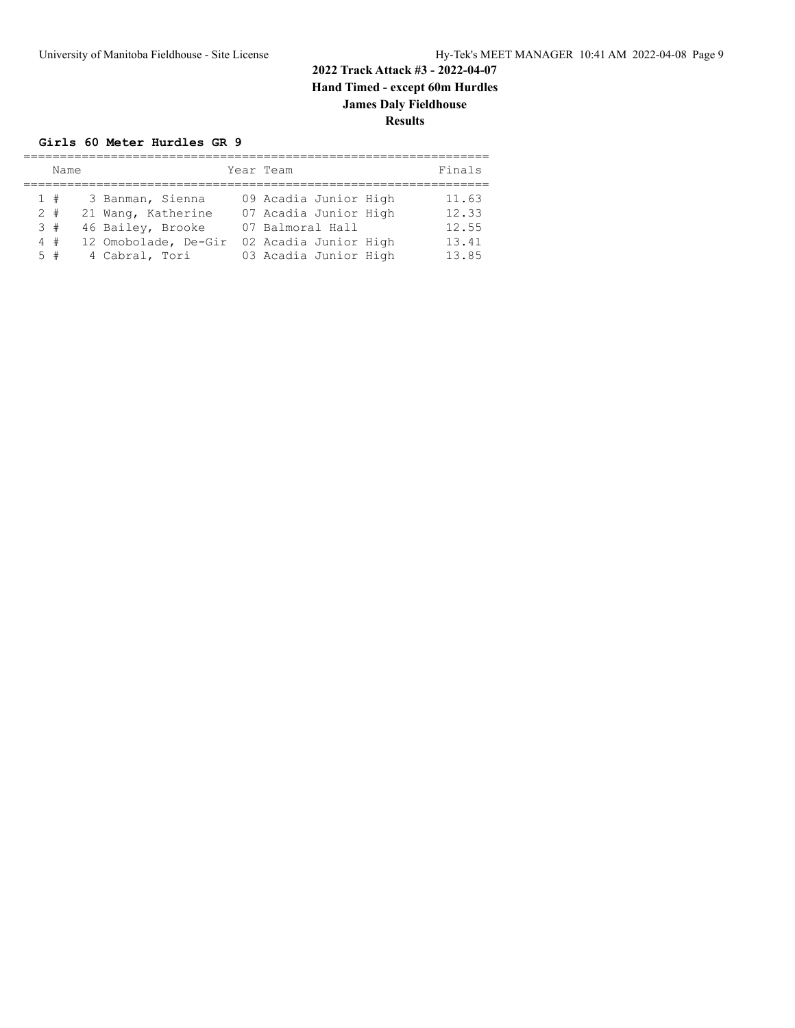# 2022 Track Attack #3 - 2022-04-07

## Hand Timed - except 60m Hurdles

## James Daly Fieldhouse

## Results

### Girls 60 Meter Hurdles GR 9

| | Name | Year | Team | Finals |
|---|---|---|---|---|
| 1 # | 3 Banman, Sienna | 09 | Acadia Junior High | 11.63 |
| 2 # | 21 Wang, Katherine | 07 | Acadia Junior High | 12.33 |
| 3 # | 46 Bailey, Brooke | 07 | Balmoral Hall | 12.55 |
| 4 # | 12 Omobolade, De-Gir | 02 | Acadia Junior High | 13.41 |
| 5 # | 4 Cabral, Tori | 03 | Acadia Junior High | 13.85 |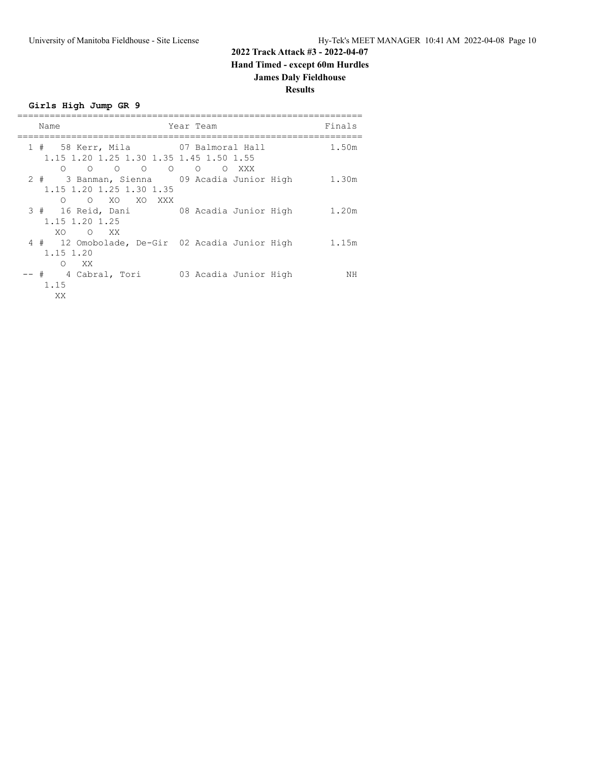## 2022 Track Attack #3 - 2022-04-07

**Hand Timed - except 60m Hurdles**

**James Daly Fieldhouse**

**Results**

### Girls High Jump GR 9

```
=================================================================
    Name                    Year Team                      Finals
=================================================================
  1 #   58 Kerr, Mila         07 Balmoral Hall              1.50m
     1.15 1.20 1.25 1.30 1.35 1.45 1.50 1.55
        O    O    O    O    O    O    O  XXX
  2 #    3 Banman, Sienna     09 Acadia Junior High         1.30m
     1.15 1.20 1.25 1.30 1.35
        O    O   XO   XO  XXX
  3 #   16 Reid, Dani         08 Acadia Junior High         1.20m
     1.15 1.20 1.25
       XO    O   XX
  4 #   12 Omobolade, De-Gir  02 Acadia Junior High         1.15m
     1.15 1.20
        O   XX
 -- #    4 Cabral, Tori       03 Acadia Junior High            NH
     1.15
       XX
```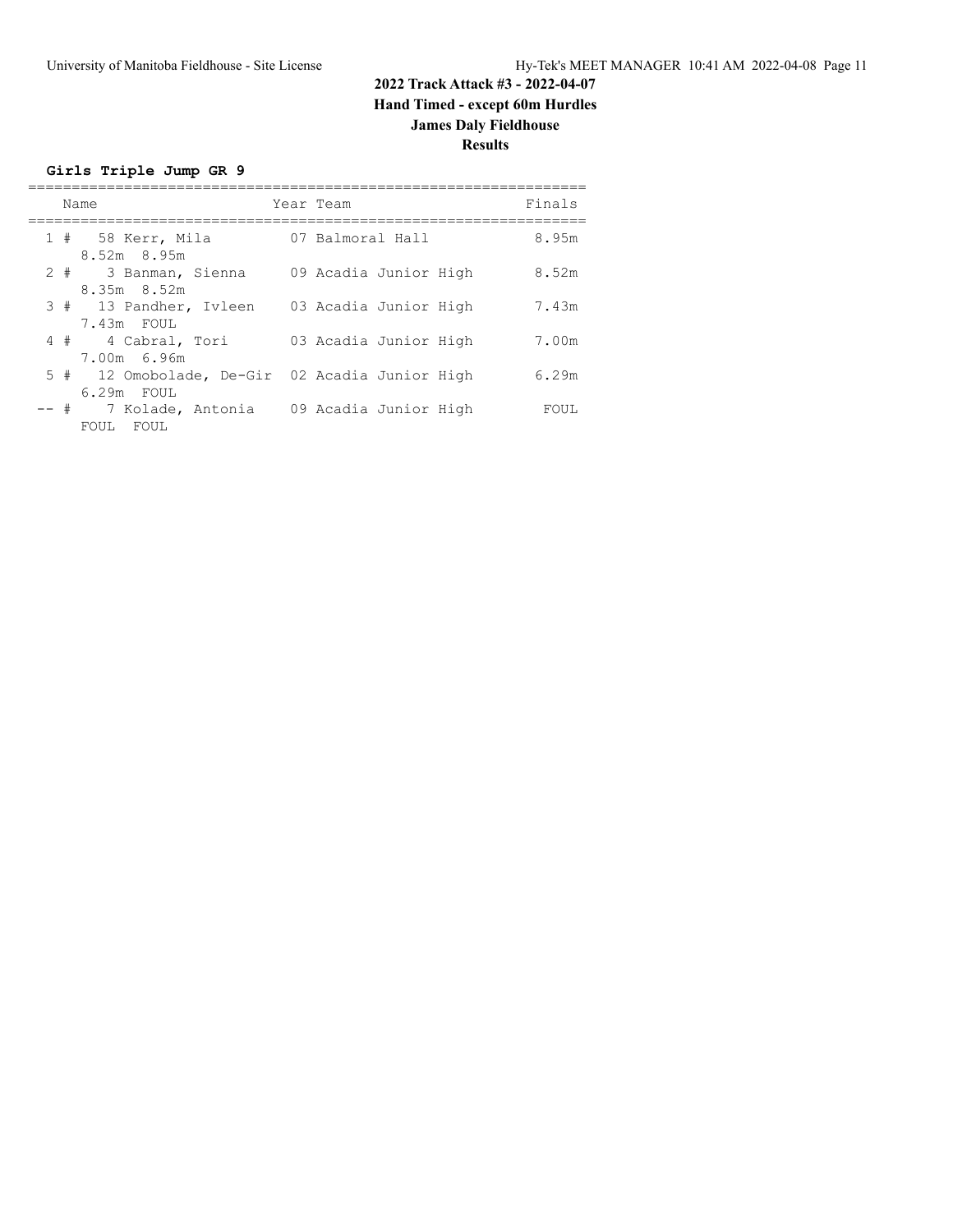## 2022 Track Attack #3 - 2022-04-07

**Hand Timed - except 60m Hurdles**

**James Daly Fieldhouse**

**Results**

### Girls Triple Jump GR 9

| Place | Name | Year | Team | Finals |
|---|---|---|---|---|
| 1 # | 58 Kerr, Mila | 07 | Balmoral Hall | 8.95m |
| | 8.52m 8.95m | | | |
| 2 # | 3 Banman, Sienna | 09 | Acadia Junior High | 8.52m |
| | 8.35m 8.52m | | | |
| 3 # | 13 Pandher, Ivleen | 03 | Acadia Junior High | 7.43m |
| | 7.43m FOUL | | | |
| 4 # | 4 Cabral, Tori | 03 | Acadia Junior High | 7.00m |
| | 7.00m 6.96m | | | |
| 5 # | 12 Omobolade, De-Gir | 02 | Acadia Junior High | 6.29m |
| | 6.29m FOUL | | | |
| -- # | 7 Kolade, Antonia | 09 | Acadia Junior High | FOUL |
| | FOUL FOUL | | | |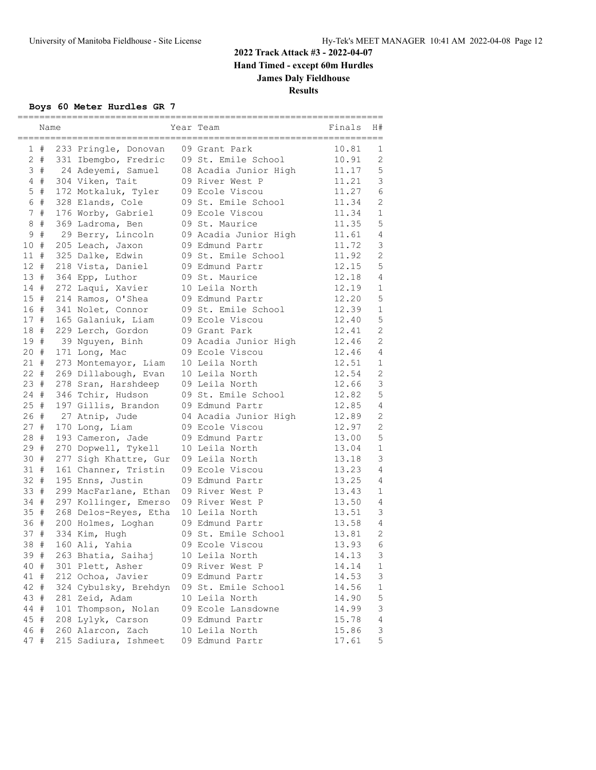# 2022 Track Attack #3 - 2022-04-07

**Hand Timed - except 60m Hurdles**

**James Daly Fieldhouse**

**Results**

### Boys 60 Meter Hurdles GR 7

| Place | | Name | Year | Team | Finals | H# |
|---|---|---|---|---|---|---|
| 1 | # | 233 Pringle, Donovan | 09 | Grant Park | 10.81 | 1 |
| 2 | # | 331 Ibemgbo, Fredric | 09 | St. Emile School | 10.91 | 2 |
| 3 | # | 24 Adeyemi, Samuel | 08 | Acadia Junior High | 11.17 | 5 |
| 4 | # | 304 Viken, Tait | 09 | River West P | 11.21 | 3 |
| 5 | # | 172 Motkaluk, Tyler | 09 | Ecole Viscou | 11.27 | 6 |
| 6 | # | 328 Elands, Cole | 09 | St. Emile School | 11.34 | 2 |
| 7 | # | 176 Worby, Gabriel | 09 | Ecole Viscou | 11.34 | 1 |
| 8 | # | 369 Ladroma, Ben | 09 | St. Maurice | 11.35 | 5 |
| 9 | # | 29 Berry, Lincoln | 09 | Acadia Junior High | 11.61 | 4 |
| 10 | # | 205 Leach, Jaxon | 09 | Edmund Partr | 11.72 | 3 |
| 11 | # | 325 Dalke, Edwin | 09 | St. Emile School | 11.92 | 2 |
| 12 | # | 218 Vista, Daniel | 09 | Edmund Partr | 12.15 | 5 |
| 13 | # | 364 Epp, Luthor | 09 | St. Maurice | 12.18 | 4 |
| 14 | # | 272 Laqui, Xavier | 10 | Leila North | 12.19 | 1 |
| 15 | # | 214 Ramos, O'Shea | 09 | Edmund Partr | 12.20 | 5 |
| 16 | # | 341 Nolet, Connor | 09 | St. Emile School | 12.39 | 1 |
| 17 | # | 165 Galaniuk, Liam | 09 | Ecole Viscou | 12.40 | 5 |
| 18 | # | 229 Lerch, Gordon | 09 | Grant Park | 12.41 | 2 |
| 19 | # | 39 Nguyen, Binh | 09 | Acadia Junior High | 12.46 | 2 |
| 20 | # | 171 Long, Mac | 09 | Ecole Viscou | 12.46 | 4 |
| 21 | # | 273 Montemayor, Liam | 10 | Leila North | 12.51 | 1 |
| 22 | # | 269 Dillabough, Evan | 10 | Leila North | 12.54 | 2 |
| 23 | # | 278 Sran, Harshdeep | 09 | Leila North | 12.66 | 3 |
| 24 | # | 346 Tchir, Hudson | 09 | St. Emile School | 12.82 | 5 |
| 25 | # | 197 Gillis, Brandon | 09 | Edmund Partr | 12.85 | 4 |
| 26 | # | 27 Atnip, Jude | 04 | Acadia Junior High | 12.89 | 2 |
| 27 | # | 170 Long, Liam | 09 | Ecole Viscou | 12.97 | 2 |
| 28 | # | 193 Cameron, Jade | 09 | Edmund Partr | 13.00 | 5 |
| 29 | # | 270 Dopwell, Tykell | 10 | Leila North | 13.04 | 1 |
| 30 | # | 277 Sigh Khattre, Gur | 09 | Leila North | 13.18 | 3 |
| 31 | # | 161 Channer, Tristin | 09 | Ecole Viscou | 13.23 | 4 |
| 32 | # | 195 Enns, Justin | 09 | Edmund Partr | 13.25 | 4 |
| 33 | # | 299 MacFarlane, Ethan | 09 | River West P | 13.43 | 1 |
| 34 | # | 297 Kollinger, Emerso | 09 | River West P | 13.50 | 4 |
| 35 | # | 268 Delos-Reyes, Etha | 10 | Leila North | 13.51 | 3 |
| 36 | # | 200 Holmes, Loghan | 09 | Edmund Partr | 13.58 | 4 |
| 37 | # | 334 Kim, Hugh | 09 | St. Emile School | 13.81 | 2 |
| 38 | # | 160 Ali, Yahia | 09 | Ecole Viscou | 13.93 | 6 |
| 39 | # | 263 Bhatia, Saihaj | 10 | Leila North | 14.13 | 3 |
| 40 | # | 301 Plett, Asher | 09 | River West P | 14.14 | 1 |
| 41 | # | 212 Ochoa, Javier | 09 | Edmund Partr | 14.53 | 3 |
| 42 | # | 324 Cybulsky, Brehdyn | 09 | St. Emile School | 14.56 | 1 |
| 43 | # | 281 Zeid, Adam | 10 | Leila North | 14.90 | 5 |
| 44 | # | 101 Thompson, Nolan | 09 | Ecole Lansdowne | 14.99 | 3 |
| 45 | # | 208 Lylyk, Carson | 09 | Edmund Partr | 15.78 | 4 |
| 46 | # | 260 Alarcon, Zach | 10 | Leila North | 15.86 | 3 |
| 47 | # | 215 Sadiura, Ishmeet | 09 | Edmund Partr | 17.61 | 5 |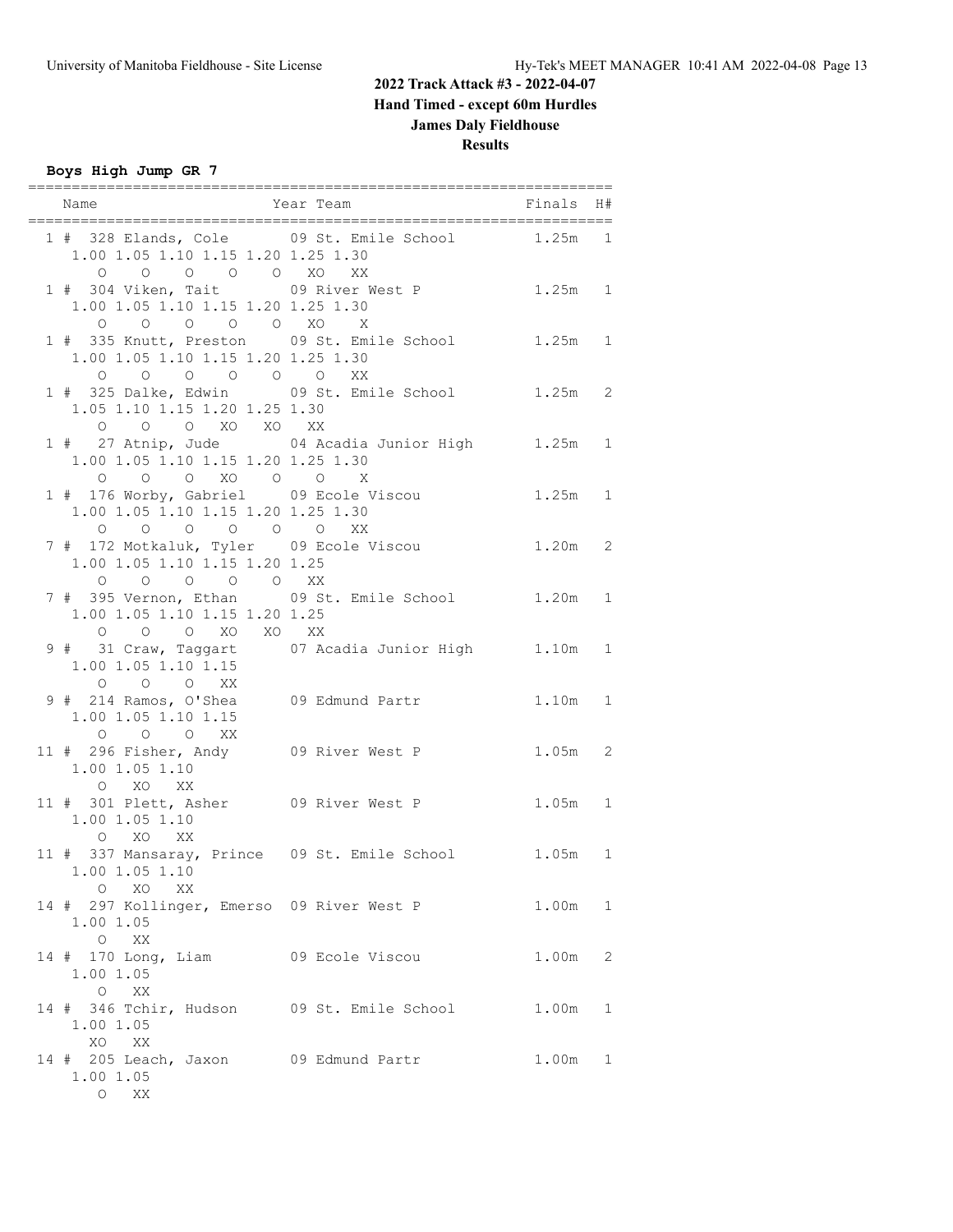**2022 Track Attack #3 - 2022-04-07**
**Hand Timed - except 60m Hurdles**
**James Daly Fieldhouse**
**Results**

**Boys High Jump GR 7**

```
===================================================================
    Name                    Year Team                   Finals  H#
===================================================================
  1 # 328 Elands, Cole       09 St. Emile School         1.25m   1
      1.00 1.05 1.10 1.15 1.20 1.25 1.30
         O    O    O    O    O   XO   XX
  1 # 304 Viken, Tait        09 River West P             1.25m   1
      1.00 1.05 1.10 1.15 1.20 1.25 1.30
         O    O    O    O    O   XO    X
  1 # 335 Knutt, Preston     09 St. Emile School         1.25m   1
      1.00 1.05 1.10 1.15 1.20 1.25 1.30
         O    O    O    O    O    O   XX
  1 # 325 Dalke, Edwin       09 St. Emile School         1.25m   2
      1.05 1.10 1.15 1.20 1.25 1.30
         O    O    O   XO   XO   XX
  1 #  27 Atnip, Jude        04 Acadia Junior High       1.25m   1
      1.00 1.05 1.10 1.15 1.20 1.25 1.30
         O    O    O   XO    O    O    X
  1 # 176 Worby, Gabriel     09 Ecole Viscou             1.25m   1
      1.00 1.05 1.10 1.15 1.20 1.25 1.30
         O    O    O    O    O    O   XX
  7 # 172 Motkaluk, Tyler    09 Ecole Viscou             1.20m   2
      1.00 1.05 1.10 1.15 1.20 1.25
         O    O    O    O    O   XX
  7 # 395 Vernon, Ethan      09 St. Emile School         1.20m   1
      1.00 1.05 1.10 1.15 1.20 1.25
         O    O    O   XO   XO   XX
  9 #  31 Craw, Taggart      07 Acadia Junior High       1.10m   1
      1.00 1.05 1.10 1.15
         O    O    O   XX
  9 # 214 Ramos, O'Shea      09 Edmund Partr             1.10m   1
      1.00 1.05 1.10 1.15
         O    O    O   XX
 11 # 296 Fisher, Andy       09 River West P             1.05m   2
      1.00 1.05 1.10
         O   XO   XX
 11 # 301 Plett, Asher       09 River West P             1.05m   1
      1.00 1.05 1.10
         O   XO   XX
 11 # 337 Mansaray, Prince   09 St. Emile School         1.05m   1
      1.00 1.05 1.10
         O   XO   XX
 14 # 297 Kollinger, Emerso  09 River West P             1.00m   1
      1.00 1.05
         O   XX
 14 # 170 Long, Liam         09 Ecole Viscou             1.00m   2
      1.00 1.05
         O   XX
 14 # 346 Tchir, Hudson      09 St. Emile School         1.00m   1
      1.00 1.05
        XO   XX
 14 # 205 Leach, Jaxon       09 Edmund Partr             1.00m   1
      1.00 1.05
         O   XX
```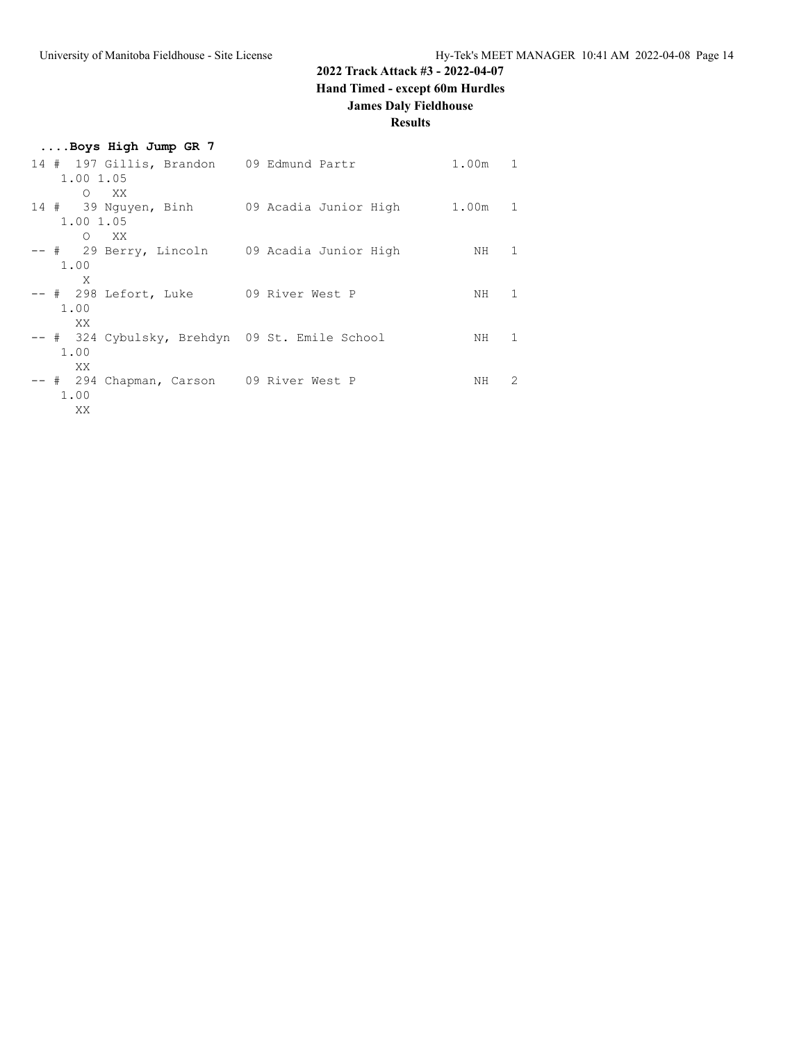# 2022 Track Attack #3 - 2022-04-07

## Hand Timed - except 60m Hurdles

## James Daly Fieldhouse

## Results

### ....Boys High Jump GR 7

```
14 #  197 Gillis, Brandon    09 Edmund Partr            1.00m   1
    1.00 1.05
       O   XX
14 #   39 Nguyen, Binh       09 Acadia Junior High      1.00m   1
    1.00 1.05
       O   XX
-- #   29 Berry, Lincoln     09 Acadia Junior High         NH   1
    1.00
       X
-- #  298 Lefort, Luke       09 River West P               NH   1
    1.00
      XX
-- #  324 Cybulsky, Brehdyn  09 St. Emile School           NH   1
    1.00
      XX
-- #  294 Chapman, Carson    09 River West P               NH   2
    1.00
      XX
```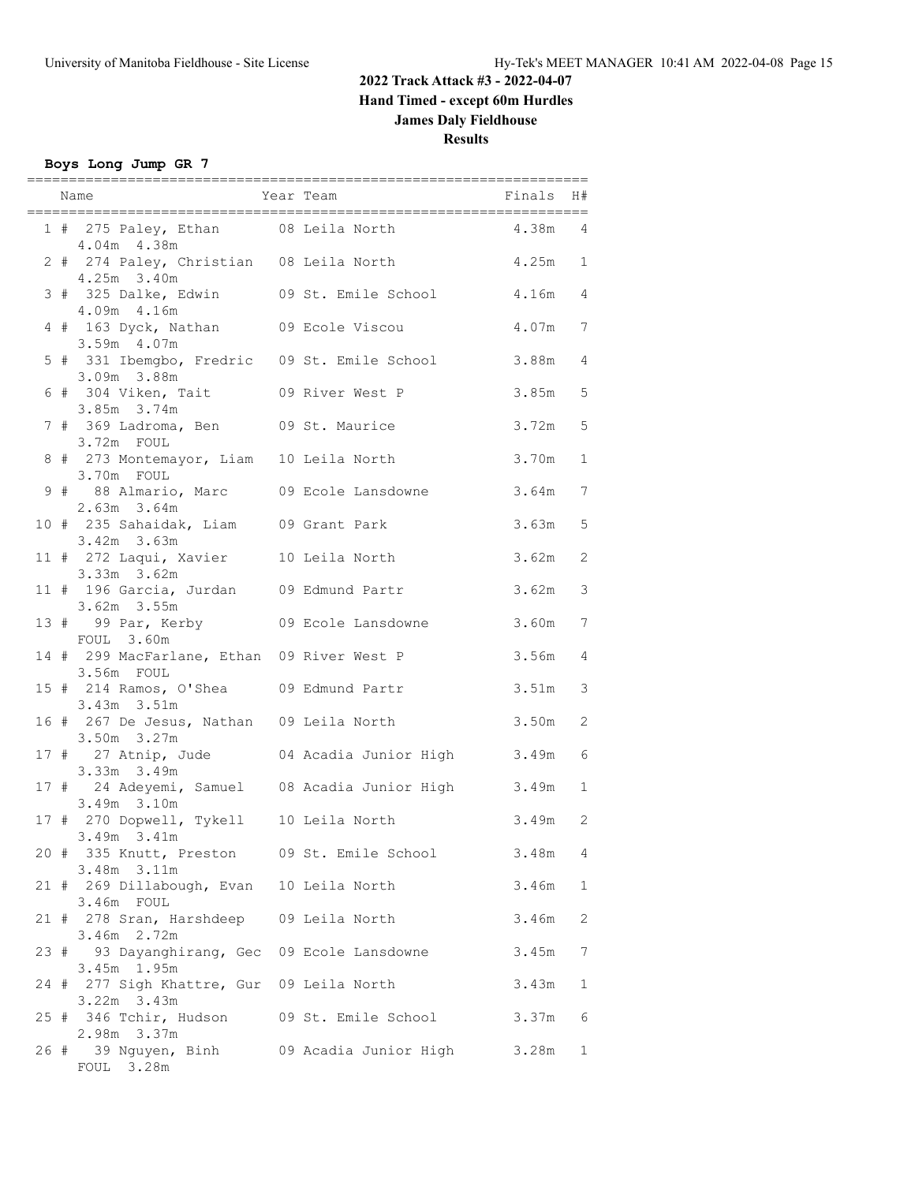## 2022 Track Attack #3 - 2022-04-07

**Hand Timed - except 60m Hurdles**

**James Daly Fieldhouse**

**Results**

### Boys Long Jump GR 7

| Place | Name | Year | Team | Finals | H# | Attempts |
|---|---|---|---|---|---|---|
| 1 # | 275 Paley, Ethan | 08 | Leila North | 4.38m | 4 | 4.04m 4.38m |
| 2 # | 274 Paley, Christian | 08 | Leila North | 4.25m | 1 | 4.25m 3.40m |
| 3 # | 325 Dalke, Edwin | 09 | St. Emile School | 4.16m | 4 | 4.09m 4.16m |
| 4 # | 163 Dyck, Nathan | 09 | Ecole Viscou | 4.07m | 7 | 3.59m 4.07m |
| 5 # | 331 Ibemgbo, Fredric | 09 | St. Emile School | 3.88m | 4 | 3.09m 3.88m |
| 6 # | 304 Viken, Tait | 09 | River West P | 3.85m | 5 | 3.85m 3.74m |
| 7 # | 369 Ladroma, Ben | 09 | St. Maurice | 3.72m | 5 | 3.72m FOUL |
| 8 # | 273 Montemayor, Liam | 10 | Leila North | 3.70m | 1 | 3.70m FOUL |
| 9 # | 88 Almario, Marc | 09 | Ecole Lansdowne | 3.64m | 7 | 2.63m 3.64m |
| 10 # | 235 Sahaidak, Liam | 09 | Grant Park | 3.63m | 5 | 3.42m 3.63m |
| 11 # | 272 Laqui, Xavier | 10 | Leila North | 3.62m | 2 | 3.33m 3.62m |
| 11 # | 196 Garcia, Jurdan | 09 | Edmund Partr | 3.62m | 3 | 3.62m 3.55m |
| 13 # | 99 Par, Kerby | 09 | Ecole Lansdowne | 3.60m | 7 | FOUL 3.60m |
| 14 # | 299 MacFarlane, Ethan | 09 | River West P | 3.56m | 4 | 3.56m FOUL |
| 15 # | 214 Ramos, O'Shea | 09 | Edmund Partr | 3.51m | 3 | 3.43m 3.51m |
| 16 # | 267 De Jesus, Nathan | 09 | Leila North | 3.50m | 2 | 3.50m 3.27m |
| 17 # | 27 Atnip, Jude | 04 | Acadia Junior High | 3.49m | 6 | 3.33m 3.49m |
| 17 # | 24 Adeyemi, Samuel | 08 | Acadia Junior High | 3.49m | 1 | 3.49m 3.10m |
| 17 # | 270 Dopwell, Tykell | 10 | Leila North | 3.49m | 2 | 3.49m 3.41m |
| 20 # | 335 Knutt, Preston | 09 | St. Emile School | 3.48m | 4 | 3.48m 3.11m |
| 21 # | 269 Dillabough, Evan | 10 | Leila North | 3.46m | 1 | 3.46m FOUL |
| 21 # | 278 Sran, Harshdeep | 09 | Leila North | 3.46m | 2 | 3.46m 2.72m |
| 23 # | 93 Dayanghirang, Gec | 09 | Ecole Lansdowne | 3.45m | 7 | 3.45m 1.95m |
| 24 # | 277 Sigh Khattre, Gur | 09 | Leila North | 3.43m | 1 | 3.22m 3.43m |
| 25 # | 346 Tchir, Hudson | 09 | St. Emile School | 3.37m | 6 | 2.98m 3.37m |
| 26 # | 39 Nguyen, Binh | 09 | Acadia Junior High | 3.28m | 1 | FOUL 3.28m |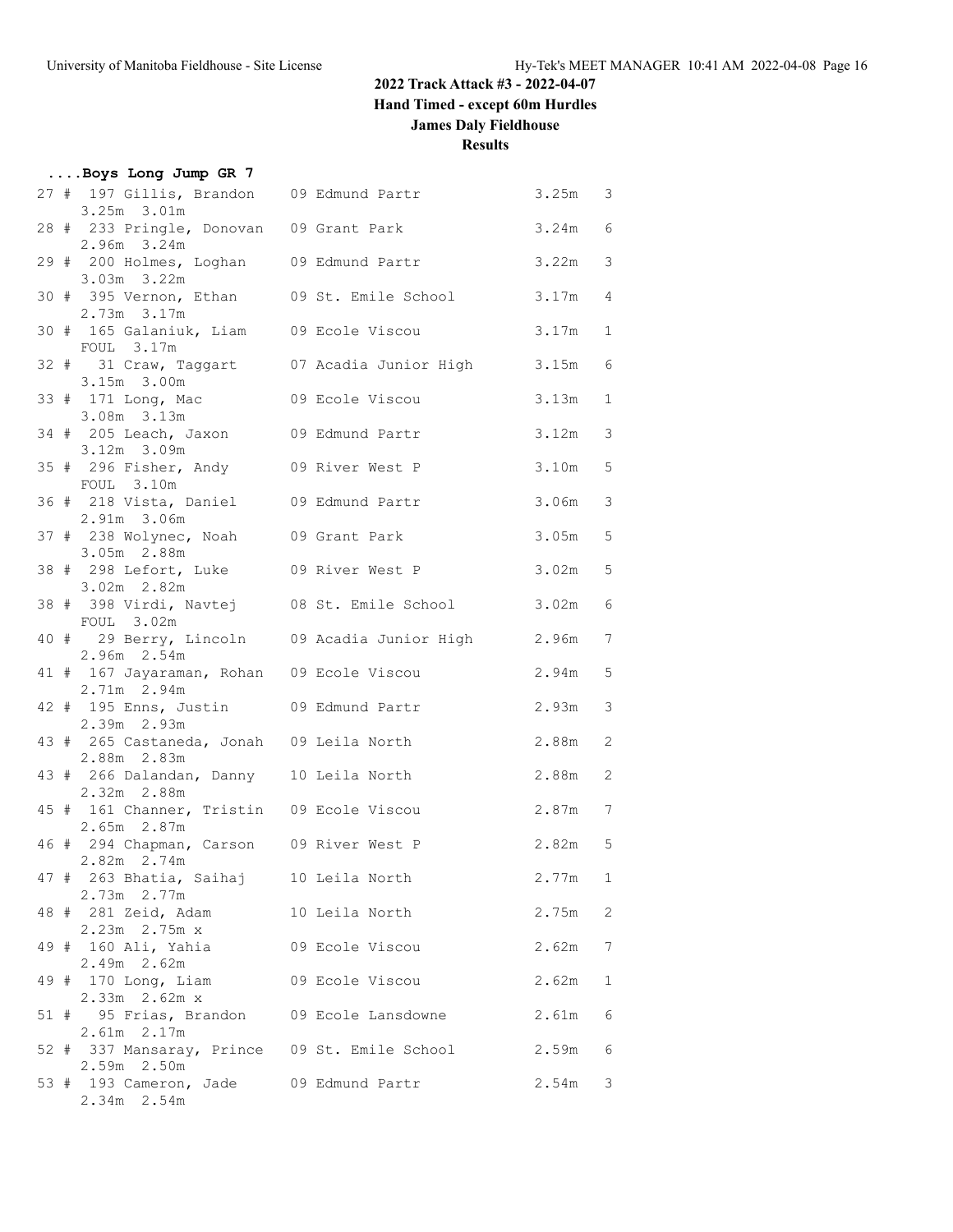## 2022 Track Attack #3 - 2022-04-07

### Hand Timed - except 60m Hurdles

### James Daly Fieldhouse

### Results

**....Boys Long Jump GR 7**

| Place | # | Name | Yr | School | Mark | Flight |
|---|---|---|---|---|---|---|
| 27 # | 197 | Gillis, Brandon | 09 | Edmund Partr | 3.25m | 3 |
| | | 3.25m 3.01m | | | | |
| 28 # | 233 | Pringle, Donovan | 09 | Grant Park | 3.24m | 6 |
| | | 2.96m 3.24m | | | | |
| 29 # | 200 | Holmes, Loghan | 09 | Edmund Partr | 3.22m | 3 |
| | | 3.03m 3.22m | | | | |
| 30 # | 395 | Vernon, Ethan | 09 | St. Emile School | 3.17m | 4 |
| | | 2.73m 3.17m | | | | |
| 30 # | 165 | Galaniuk, Liam | 09 | Ecole Viscou | 3.17m | 1 |
| | | FOUL 3.17m | | | | |
| 32 # | 31 | Craw, Taggart | 07 | Acadia Junior High | 3.15m | 6 |
| | | 3.15m 3.00m | | | | |
| 33 # | 171 | Long, Mac | 09 | Ecole Viscou | 3.13m | 1 |
| | | 3.08m 3.13m | | | | |
| 34 # | 205 | Leach, Jaxon | 09 | Edmund Partr | 3.12m | 3 |
| | | 3.12m 3.09m | | | | |
| 35 # | 296 | Fisher, Andy | 09 | River West P | 3.10m | 5 |
| | | FOUL 3.10m | | | | |
| 36 # | 218 | Vista, Daniel | 09 | Edmund Partr | 3.06m | 3 |
| | | 2.91m 3.06m | | | | |
| 37 # | 238 | Wolynec, Noah | 09 | Grant Park | 3.05m | 5 |
| | | 3.05m 2.88m | | | | |
| 38 # | 298 | Lefort, Luke | 09 | River West P | 3.02m | 5 |
| | | 3.02m 2.82m | | | | |
| 38 # | 398 | Virdi, Navtej | 08 | St. Emile School | 3.02m | 6 |
| | | FOUL 3.02m | | | | |
| 40 # | 29 | Berry, Lincoln | 09 | Acadia Junior High | 2.96m | 7 |
| | | 2.96m 2.54m | | | | |
| 41 # | 167 | Jayaraman, Rohan | 09 | Ecole Viscou | 2.94m | 5 |
| | | 2.71m 2.94m | | | | |
| 42 # | 195 | Enns, Justin | 09 | Edmund Partr | 2.93m | 3 |
| | | 2.39m 2.93m | | | | |
| 43 # | 265 | Castaneda, Jonah | 09 | Leila North | 2.88m | 2 |
| | | 2.88m 2.83m | | | | |
| 43 # | 266 | Dalandan, Danny | 10 | Leila North | 2.88m | 2 |
| | | 2.32m 2.88m | | | | |
| 45 # | 161 | Channer, Tristin | 09 | Ecole Viscou | 2.87m | 7 |
| | | 2.65m 2.87m | | | | |
| 46 # | 294 | Chapman, Carson | 09 | River West P | 2.82m | 5 |
| | | 2.82m 2.74m | | | | |
| 47 # | 263 | Bhatia, Saihaj | 10 | Leila North | 2.77m | 1 |
| | | 2.73m 2.77m | | | | |
| 48 # | 281 | Zeid, Adam | 10 | Leila North | 2.75m | 2 |
| | | 2.23m 2.75m x | | | | |
| 49 # | 160 | Ali, Yahia | 09 | Ecole Viscou | 2.62m | 7 |
| | | 2.49m 2.62m | | | | |
| 49 # | 170 | Long, Liam | 09 | Ecole Viscou | 2.62m | 1 |
| | | 2.33m 2.62m x | | | | |
| 51 # | 95 | Frias, Brandon | 09 | Ecole Lansdowne | 2.61m | 6 |
| | | 2.61m 2.17m | | | | |
| 52 # | 337 | Mansaray, Prince | 09 | St. Emile School | 2.59m | 6 |
| | | 2.59m 2.50m | | | | |
| 53 # | 193 | Cameron, Jade | 09 | Edmund Partr | 2.54m | 3 |
| | | 2.34m 2.54m | | | | |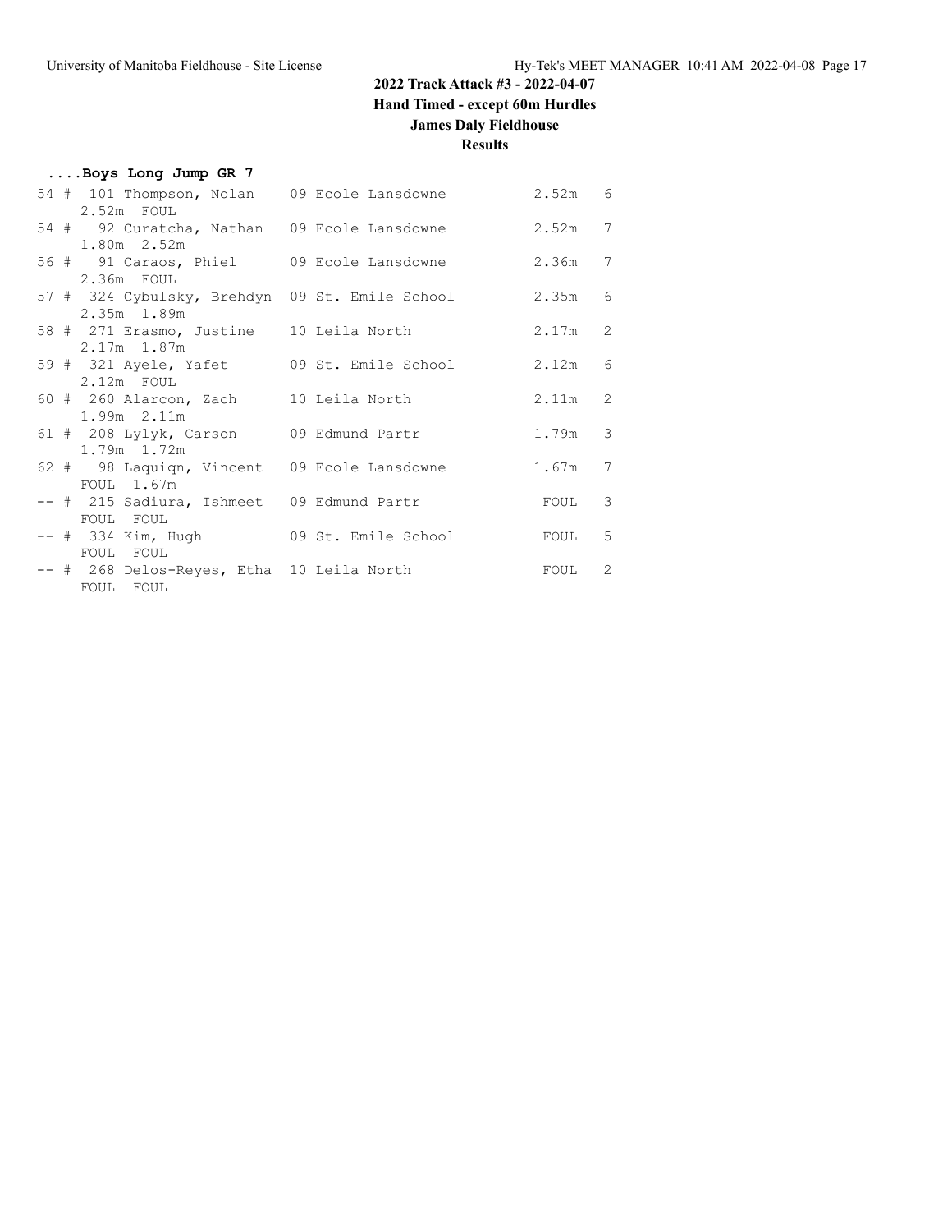# 2022 Track Attack #3 - 2022-04-07

## Hand Timed - except 60m Hurdles

## James Daly Fieldhouse

## Results

### ....Boys Long Jump GR 7

| Place | # | Bib | Name | Grade | School | Mark | Heat |
|---|---|---|---|---|---|---|---|
| 54 | # | 101 | Thompson, Nolan | 09 | Ecole Lansdowne | 2.52m | 6 |
| | | | 2.52m FOUL | | | | |
| 54 | # | 92 | Curatcha, Nathan | 09 | Ecole Lansdowne | 2.52m | 7 |
| | | | 1.80m 2.52m | | | | |
| 56 | # | 91 | Caraos, Phiel | 09 | Ecole Lansdowne | 2.36m | 7 |
| | | | 2.36m FOUL | | | | |
| 57 | # | 324 | Cybulsky, Brehdyn | 09 | St. Emile School | 2.35m | 6 |
| | | | 2.35m 1.89m | | | | |
| 58 | # | 271 | Erasmo, Justine | 10 | Leila North | 2.17m | 2 |
| | | | 2.17m 1.87m | | | | |
| 59 | # | 321 | Ayele, Yafet | 09 | St. Emile School | 2.12m | 6 |
| | | | 2.12m FOUL | | | | |
| 60 | # | 260 | Alarcon, Zach | 10 | Leila North | 2.11m | 2 |
| | | | 1.99m 2.11m | | | | |
| 61 | # | 208 | Lylyk, Carson | 09 | Edmund Partr | 1.79m | 3 |
| | | | 1.79m 1.72m | | | | |
| 62 | # | 98 | Laquiqn, Vincent | 09 | Ecole Lansdowne | 1.67m | 7 |
| | | | FOUL 1.67m | | | | |
| -- | # | 215 | Sadiura, Ishmeet | 09 | Edmund Partr | FOUL | 3 |
| | | | FOUL FOUL | | | | |
| -- | # | 334 | Kim, Hugh | 09 | St. Emile School | FOUL | 5 |
| | | | FOUL FOUL | | | | |
| -- | # | 268 | Delos-Reyes, Etha | 10 | Leila North | FOUL | 2 |
| | | | FOUL FOUL | | | | |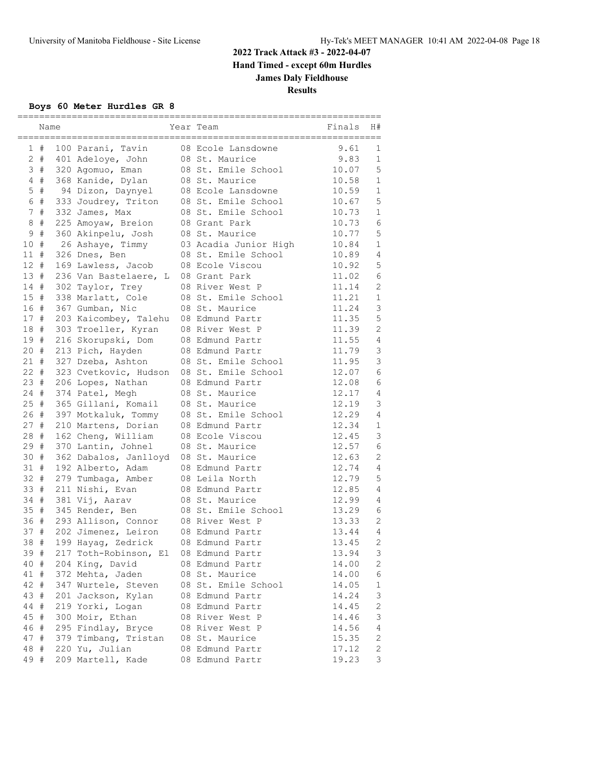# 2022 Track Attack #3 - 2022-04-07

**Hand Timed - except 60m Hurdles**

**James Daly Fieldhouse**

**Results**

### Boys 60 Meter Hurdles GR 8

| | Name | Year | Team | Finals | H# |
|---|---|---|---|---|---|
| 1 # | 100 Parani, Tavin | 08 | Ecole Lansdowne | 9.61 | 1 |
| 2 # | 401 Adeloye, John | 08 | St. Maurice | 9.83 | 1 |
| 3 # | 320 Agomuo, Eman | 08 | St. Emile School | 10.07 | 5 |
| 4 # | 368 Kanide, Dylan | 08 | St. Maurice | 10.58 | 1 |
| 5 # | 94 Dizon, Daynyel | 08 | Ecole Lansdowne | 10.59 | 1 |
| 6 # | 333 Joudrey, Triton | 08 | St. Emile School | 10.67 | 5 |
| 7 # | 332 James, Max | 08 | St. Emile School | 10.73 | 1 |
| 8 # | 225 Amoyaw, Breion | 08 | Grant Park | 10.73 | 6 |
| 9 # | 360 Akinpelu, Josh | 08 | St. Maurice | 10.77 | 5 |
| 10 # | 26 Ashaye, Timmy | 03 | Acadia Junior High | 10.84 | 1 |
| 11 # | 326 Dnes, Ben | 08 | St. Emile School | 10.89 | 4 |
| 12 # | 169 Lawless, Jacob | 08 | Ecole Viscou | 10.92 | 5 |
| 13 # | 236 Van Bastelaere, L | 08 | Grant Park | 11.02 | 6 |
| 14 # | 302 Taylor, Trey | 08 | River West P | 11.14 | 2 |
| 15 # | 338 Marlatt, Cole | 08 | St. Emile School | 11.21 | 1 |
| 16 # | 367 Gumban, Nic | 08 | St. Maurice | 11.24 | 3 |
| 17 # | 203 Kaicombey, Talehu | 08 | Edmund Partr | 11.35 | 5 |
| 18 # | 303 Troeller, Kyran | 08 | River West P | 11.39 | 2 |
| 19 # | 216 Skorupski, Dom | 08 | Edmund Partr | 11.55 | 4 |
| 20 # | 213 Pich, Hayden | 08 | Edmund Partr | 11.79 | 3 |
| 21 # | 327 Dzeba, Ashton | 08 | St. Emile School | 11.95 | 3 |
| 22 # | 323 Cvetkovic, Hudson | 08 | St. Emile School | 12.07 | 6 |
| 23 # | 206 Lopes, Nathan | 08 | Edmund Partr | 12.08 | 6 |
| 24 # | 374 Patel, Megh | 08 | St. Maurice | 12.17 | 4 |
| 25 # | 365 Gillani, Komail | 08 | St. Maurice | 12.19 | 3 |
| 26 # | 397 Motkaluk, Tommy | 08 | St. Emile School | 12.29 | 4 |
| 27 # | 210 Martens, Dorian | 08 | Edmund Partr | 12.34 | 1 |
| 28 # | 162 Cheng, William | 08 | Ecole Viscou | 12.45 | 3 |
| 29 # | 370 Lantin, Johnel | 08 | St. Maurice | 12.57 | 6 |
| 30 # | 362 Dabalos, Janlloyd | 08 | St. Maurice | 12.63 | 2 |
| 31 # | 192 Alberto, Adam | 08 | Edmund Partr | 12.74 | 4 |
| 32 # | 279 Tumbaga, Amber | 08 | Leila North | 12.79 | 5 |
| 33 # | 211 Nishi, Evan | 08 | Edmund Partr | 12.85 | 4 |
| 34 # | 381 Vij, Aarav | 08 | St. Maurice | 12.99 | 4 |
| 35 # | 345 Render, Ben | 08 | St. Emile School | 13.29 | 6 |
| 36 # | 293 Allison, Connor | 08 | River West P | 13.33 | 2 |
| 37 # | 202 Jimenez, Leiron | 08 | Edmund Partr | 13.44 | 4 |
| 38 # | 199 Hayag, Zedrick | 08 | Edmund Partr | 13.45 | 2 |
| 39 # | 217 Toth-Robinson, El | 08 | Edmund Partr | 13.94 | 3 |
| 40 # | 204 King, David | 08 | Edmund Partr | 14.00 | 2 |
| 41 # | 372 Mehta, Jaden | 08 | St. Maurice | 14.00 | 6 |
| 42 # | 347 Wurtele, Steven | 08 | St. Emile School | 14.05 | 1 |
| 43 # | 201 Jackson, Kylan | 08 | Edmund Partr | 14.24 | 3 |
| 44 # | 219 Yorki, Logan | 08 | Edmund Partr | 14.45 | 2 |
| 45 # | 300 Moir, Ethan | 08 | River West P | 14.46 | 3 |
| 46 # | 295 Findlay, Bryce | 08 | River West P | 14.56 | 4 |
| 47 # | 379 Timbang, Tristan | 08 | St. Maurice | 15.35 | 2 |
| 48 # | 220 Yu, Julian | 08 | Edmund Partr | 17.12 | 2 |
| 49 # | 209 Martell, Kade | 08 | Edmund Partr | 19.23 | 3 |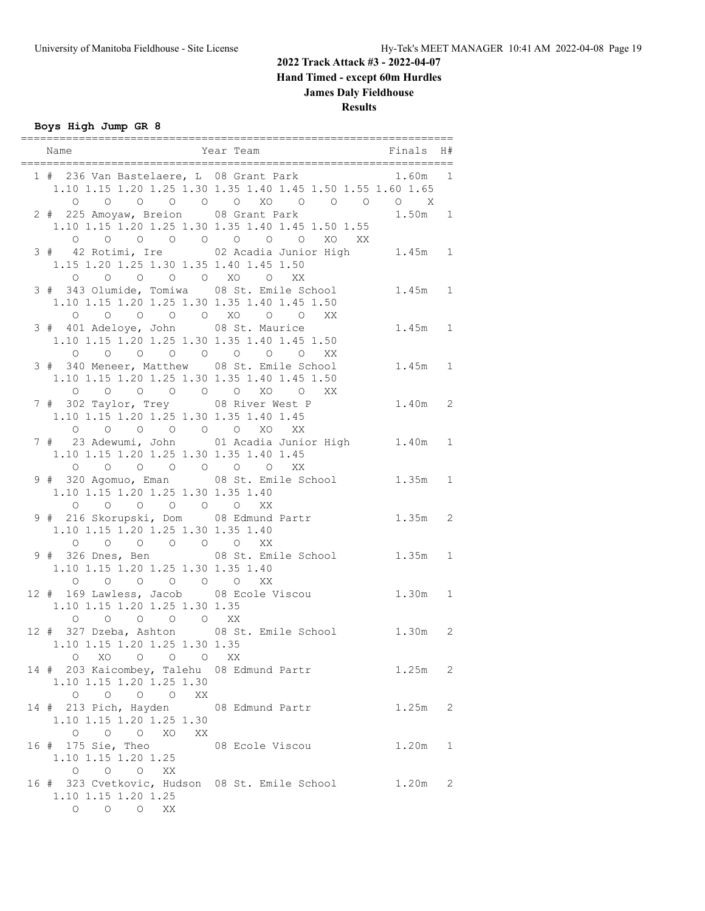## 2022 Track Attack #3 - 2022-04-07

**Hand Timed - except 60m Hurdles**

**James Daly Fieldhouse**

**Results**

### Boys High Jump GR 8

```
===================================================================
   Name                    Year Team                      Finals  H#
===================================================================
  1 # 236 Van Bastelaere, L  08 Grant Park                1.60m   1
     1.10 1.15 1.20 1.25 1.30 1.35 1.40 1.45 1.50 1.55 1.60 1.65
        O    O    O    O    O    O   XO    O    O    O    O    X
  2 # 225 Amoyaw, Breion      08 Grant Park                1.50m   1
     1.10 1.15 1.20 1.25 1.30 1.35 1.40 1.45 1.50 1.55
        O    O    O    O    O    O    O    O   XO   XX
  3 #  42 Rotimi, Ire         02 Acadia Junior High        1.45m   1
     1.15 1.20 1.25 1.30 1.35 1.40 1.45 1.50
        O    O    O    O    O   XO    O   XX
  3 # 343 Olumide, Tomiwa     08 St. Emile School          1.45m   1
     1.10 1.15 1.20 1.25 1.30 1.35 1.40 1.45 1.50
        O    O    O    O    O   XO    O    O   XX
  3 # 401 Adeloye, John       08 St. Maurice               1.45m   1
     1.10 1.15 1.20 1.25 1.30 1.35 1.40 1.45 1.50
        O    O    O    O    O    O    O    O   XX
  3 # 340 Meneer, Matthew     08 St. Emile School          1.45m   1
     1.10 1.15 1.20 1.25 1.30 1.35 1.40 1.45 1.50
        O    O    O    O    O    O   XO    O   XX
  7 # 302 Taylor, Trey        08 River West P              1.40m   2
     1.10 1.15 1.20 1.25 1.30 1.35 1.40 1.45
        O    O    O    O    O    O   XO   XX
  7 #  23 Adewumi, John       01 Acadia Junior High        1.40m   1
     1.10 1.15 1.20 1.25 1.30 1.35 1.40 1.45
        O    O    O    O    O    O    O   XX
  9 # 320 Agomuo, Eman        08 St. Emile School          1.35m   1
     1.10 1.15 1.20 1.25 1.30 1.35 1.40
        O    O    O    O    O    O   XX
  9 # 216 Skorupski, Dom      08 Edmund Partr              1.35m   2
     1.10 1.15 1.20 1.25 1.30 1.35 1.40
        O    O    O    O    O    O   XX
  9 # 326 Dnes, Ben           08 St. Emile School          1.35m   1
     1.10 1.15 1.20 1.25 1.30 1.35 1.40
        O    O    O    O    O    O   XX
 12 # 169 Lawless, Jacob      08 Ecole Viscou              1.30m   1
     1.10 1.15 1.20 1.25 1.30 1.35
        O    O    O    O    O   XX
 12 # 327 Dzeba, Ashton       08 St. Emile School          1.30m   2
     1.10 1.15 1.20 1.25 1.30 1.35
        O   XO    O    O    O   XX
 14 # 203 Kaicombey, Talehu   08 Edmund Partr              1.25m   2
     1.10 1.15 1.20 1.25 1.30
        O    O    O    O   XX
 14 # 213 Pich, Hayden        08 Edmund Partr              1.25m   2
     1.10 1.15 1.20 1.25 1.30
        O    O    O   XO   XX
 16 # 175 Sie, Theo           08 Ecole Viscou              1.20m   1
     1.10 1.15 1.20 1.25
        O    O    O   XX
 16 # 323 Cvetkovic, Hudson   08 St. Emile School          1.20m   2
     1.10 1.15 1.20 1.25
        O    O    O   XX
```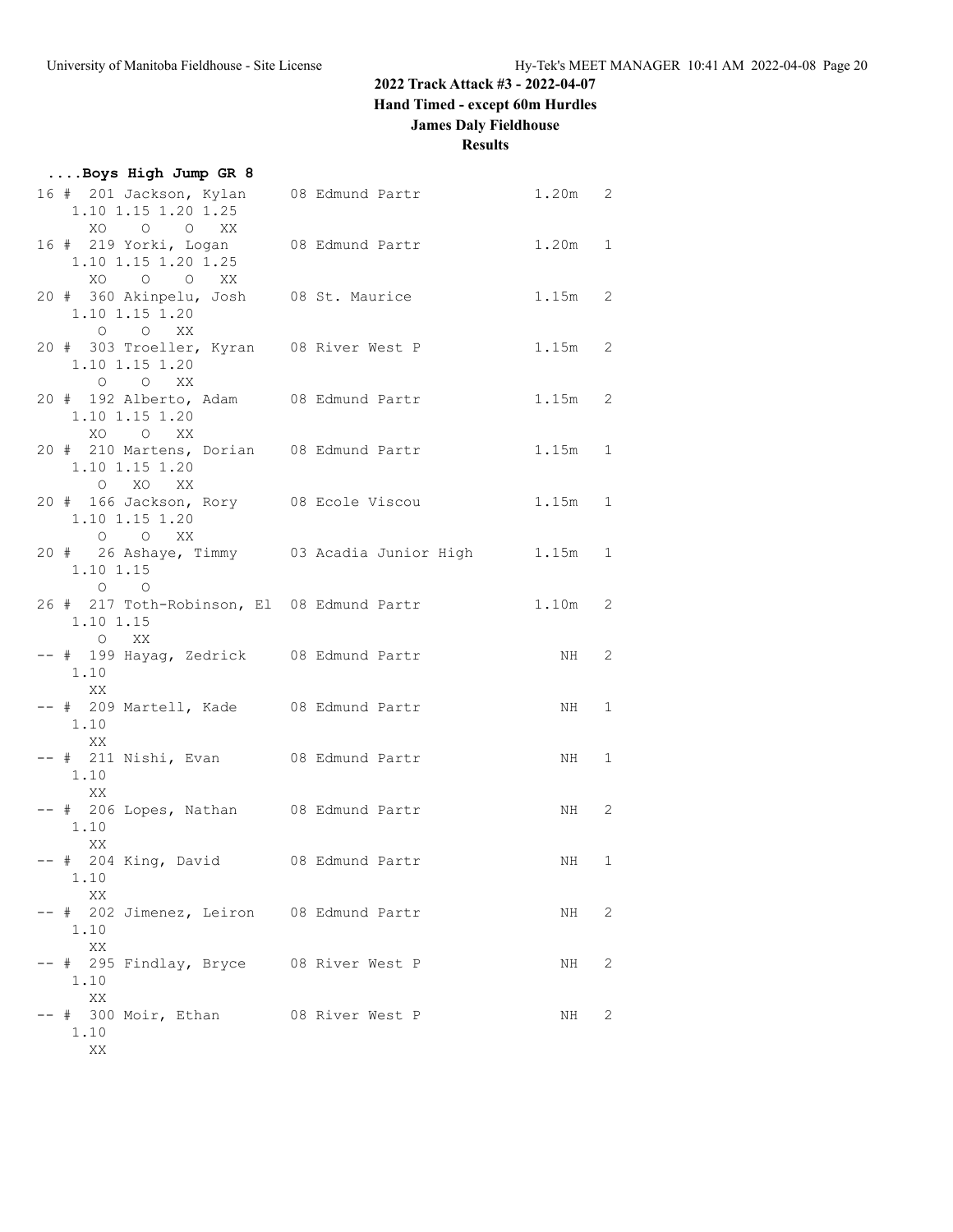## 2022 Track Attack #3 - 2022-04-07

**Hand Timed - except 60m Hurdles**

**James Daly Fieldhouse**

**Results**

### ....Boys High Jump GR 8

```
16 # 201 Jackson, Kylan     08 Edmund Partr              1.20m   2
    1.10 1.15 1.20 1.25
      XO    O    O   XX
16 # 219 Yorki, Logan       08 Edmund Partr              1.20m   1
    1.10 1.15 1.20 1.25
      XO    O    O   XX
20 # 360 Akinpelu, Josh     08 St. Maurice               1.15m   2
    1.10 1.15 1.20
      O    O   XX
20 # 303 Troeller, Kyran    08 River West P              1.15m   2
    1.10 1.15 1.20
      O    O   XX
20 # 192 Alberto, Adam      08 Edmund Partr              1.15m   2
    1.10 1.15 1.20
      XO    O   XX
20 # 210 Martens, Dorian    08 Edmund Partr              1.15m   1
    1.10 1.15 1.20
      O   XO   XX
20 # 166 Jackson, Rory      08 Ecole Viscou              1.15m   1
    1.10 1.15 1.20
      O    O   XX
20 #  26 Ashaye, Timmy      03 Acadia Junior High        1.15m   1
    1.10 1.15
      O    O
26 # 217 Toth-Robinson, El  08 Edmund Partr              1.10m   2
    1.10 1.15
      O   XX
-- # 199 Hayag, Zedrick     08 Edmund Partr                 NH   2
    1.10
     XX
-- # 209 Martell, Kade      08 Edmund Partr                 NH   1
    1.10
     XX
-- # 211 Nishi, Evan        08 Edmund Partr                 NH   1
    1.10
     XX
-- # 206 Lopes, Nathan      08 Edmund Partr                 NH   2
    1.10
     XX
-- # 204 King, David        08 Edmund Partr                 NH   1
    1.10
     XX
-- # 202 Jimenez, Leiron    08 Edmund Partr                 NH   2
    1.10
     XX
-- # 295 Findlay, Bryce     08 River West P                 NH   2
    1.10
     XX
-- # 300 Moir, Ethan        08 River West P                 NH   2
    1.10
     XX
```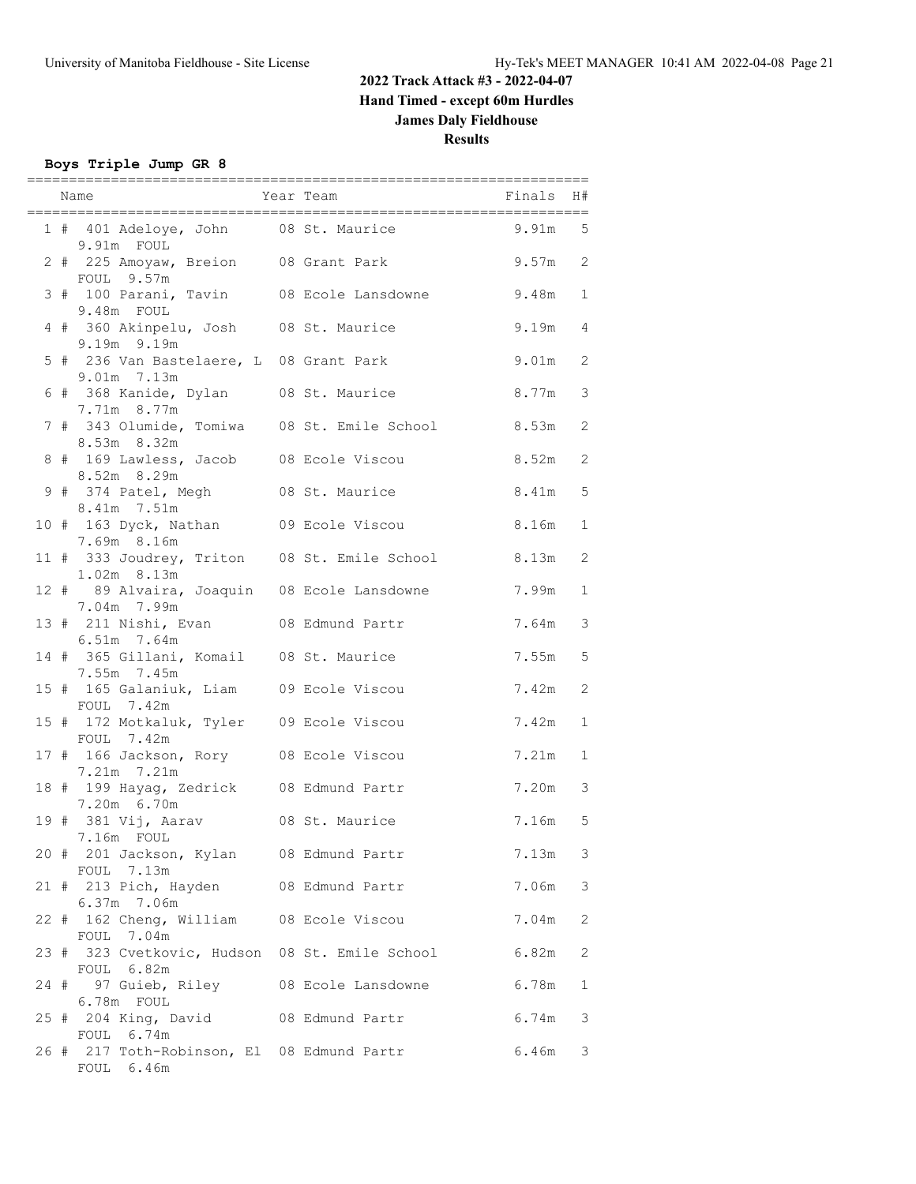## 2022 Track Attack #3 - 2022-04-07

**Hand Timed - except 60m Hurdles**

**James Daly Fieldhouse**

**Results**

### Boys Triple Jump GR 8

| Place | # | Name | Year | Team | Finals | H# |
|---|---|---|---|---|---|---|
| 1 | 401 | Adeloye, John | 08 | St. Maurice | 9.91m | 5 |
| | | 9.91m FOUL | | | | |
| 2 | 225 | Amoyaw, Breion | 08 | Grant Park | 9.57m | 2 |
| | | FOUL 9.57m | | | | |
| 3 | 100 | Parani, Tavin | 08 | Ecole Lansdowne | 9.48m | 1 |
| | | 9.48m FOUL | | | | |
| 4 | 360 | Akinpelu, Josh | 08 | St. Maurice | 9.19m | 4 |
| | | 9.19m 9.19m | | | | |
| 5 | 236 | Van Bastelaere, L | 08 | Grant Park | 9.01m | 2 |
| | | 9.01m 7.13m | | | | |
| 6 | 368 | Kanide, Dylan | 08 | St. Maurice | 8.77m | 3 |
| | | 7.71m 8.77m | | | | |
| 7 | 343 | Olumide, Tomiwa | 08 | St. Emile School | 8.53m | 2 |
| | | 8.53m 8.32m | | | | |
| 8 | 169 | Lawless, Jacob | 08 | Ecole Viscou | 8.52m | 2 |
| | | 8.52m 8.29m | | | | |
| 9 | 374 | Patel, Megh | 08 | St. Maurice | 8.41m | 5 |
| | | 8.41m 7.51m | | | | |
| 10 | 163 | Dyck, Nathan | 09 | Ecole Viscou | 8.16m | 1 |
| | | 7.69m 8.16m | | | | |
| 11 | 333 | Joudrey, Triton | 08 | St. Emile School | 8.13m | 2 |
| | | 1.02m 8.13m | | | | |
| 12 | 89 | Alvaira, Joaquin | 08 | Ecole Lansdowne | 7.99m | 1 |
| | | 7.04m 7.99m | | | | |
| 13 | 211 | Nishi, Evan | 08 | Edmund Partr | 7.64m | 3 |
| | | 6.51m 7.64m | | | | |
| 14 | 365 | Gillani, Komail | 08 | St. Maurice | 7.55m | 5 |
| | | 7.55m 7.45m | | | | |
| 15 | 165 | Galaniuk, Liam | 09 | Ecole Viscou | 7.42m | 2 |
| | | FOUL 7.42m | | | | |
| 15 | 172 | Motkaluk, Tyler | 09 | Ecole Viscou | 7.42m | 1 |
| | | FOUL 7.42m | | | | |
| 17 | 166 | Jackson, Rory | 08 | Ecole Viscou | 7.21m | 1 |
| | | 7.21m 7.21m | | | | |
| 18 | 199 | Hayag, Zedrick | 08 | Edmund Partr | 7.20m | 3 |
| | | 7.20m 6.70m | | | | |
| 19 | 381 | Vij, Aarav | 08 | St. Maurice | 7.16m | 5 |
| | | 7.16m FOUL | | | | |
| 20 | 201 | Jackson, Kylan | 08 | Edmund Partr | 7.13m | 3 |
| | | FOUL 7.13m | | | | |
| 21 | 213 | Pich, Hayden | 08 | Edmund Partr | 7.06m | 3 |
| | | 6.37m 7.06m | | | | |
| 22 | 162 | Cheng, William | 08 | Ecole Viscou | 7.04m | 2 |
| | | FOUL 7.04m | | | | |
| 23 | 323 | Cvetkovic, Hudson | 08 | St. Emile School | 6.82m | 2 |
| | | FOUL 6.82m | | | | |
| 24 | 97 | Guieb, Riley | 08 | Ecole Lansdowne | 6.78m | 1 |
| | | 6.78m FOUL | | | | |
| 25 | 204 | King, David | 08 | Edmund Partr | 6.74m | 3 |
| | | FOUL 6.74m | | | | |
| 26 | 217 | Toth-Robinson, El | 08 | Edmund Partr | 6.46m | 3 |
| | | FOUL 6.46m | | | | |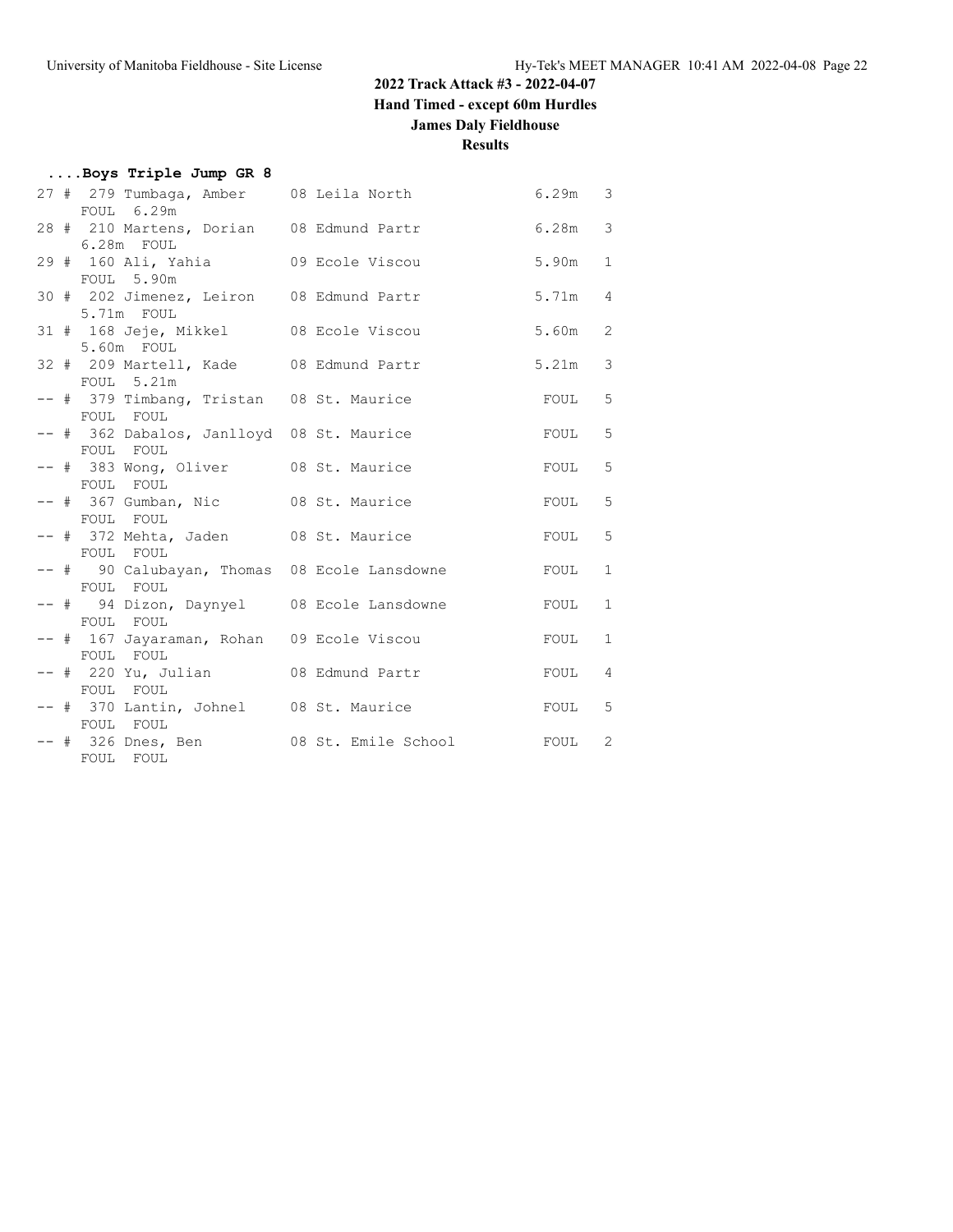# 2022 Track Attack #3 - 2022-04-07

## Hand Timed - except 60m Hurdles

## James Daly Fieldhouse

## Results

### ....Boys Triple Jump GR 8

| Place | # | Bib | Name | Grade | School | Mark | Heat |
|---|---|---|---|---|---|---|---|
| 27 | # | 279 | Tumbaga, Amber | 08 | Leila North | 6.29m | 3 |
| | | | FOUL 6.29m | | | | |
| 28 | # | 210 | Martens, Dorian | 08 | Edmund Partr | 6.28m | 3 |
| | | | 6.28m FOUL | | | | |
| 29 | # | 160 | Ali, Yahia | 09 | Ecole Viscou | 5.90m | 1 |
| | | | FOUL 5.90m | | | | |
| 30 | # | 202 | Jimenez, Leiron | 08 | Edmund Partr | 5.71m | 4 |
| | | | 5.71m FOUL | | | | |
| 31 | # | 168 | Jeje, Mikkel | 08 | Ecole Viscou | 5.60m | 2 |
| | | | 5.60m FOUL | | | | |
| 32 | # | 209 | Martell, Kade | 08 | Edmund Partr | 5.21m | 3 |
| | | | FOUL 5.21m | | | | |
| -- | # | 379 | Timbang, Tristan | 08 | St. Maurice | FOUL | 5 |
| | | | FOUL FOUL | | | | |
| -- | # | 362 | Dabalos, Janlloyd | 08 | St. Maurice | FOUL | 5 |
| | | | FOUL FOUL | | | | |
| -- | # | 383 | Wong, Oliver | 08 | St. Maurice | FOUL | 5 |
| | | | FOUL FOUL | | | | |
| -- | # | 367 | Gumban, Nic | 08 | St. Maurice | FOUL | 5 |
| | | | FOUL FOUL | | | | |
| -- | # | 372 | Mehta, Jaden | 08 | St. Maurice | FOUL | 5 |
| | | | FOUL FOUL | | | | |
| -- | # | 90 | Calubayan, Thomas | 08 | Ecole Lansdowne | FOUL | 1 |
| | | | FOUL FOUL | | | | |
| -- | # | 94 | Dizon, Daynyel | 08 | Ecole Lansdowne | FOUL | 1 |
| | | | FOUL FOUL | | | | |
| -- | # | 167 | Jayaraman, Rohan | 09 | Ecole Viscou | FOUL | 1 |
| | | | FOUL FOUL | | | | |
| -- | # | 220 | Yu, Julian | 08 | Edmund Partr | FOUL | 4 |
| | | | FOUL FOUL | | | | |
| -- | # | 370 | Lantin, Johnel | 08 | St. Maurice | FOUL | 5 |
| | | | FOUL FOUL | | | | |
| -- | # | 326 | Dnes, Ben | 08 | St. Emile School | FOUL | 2 |
| | | | FOUL FOUL | | | | |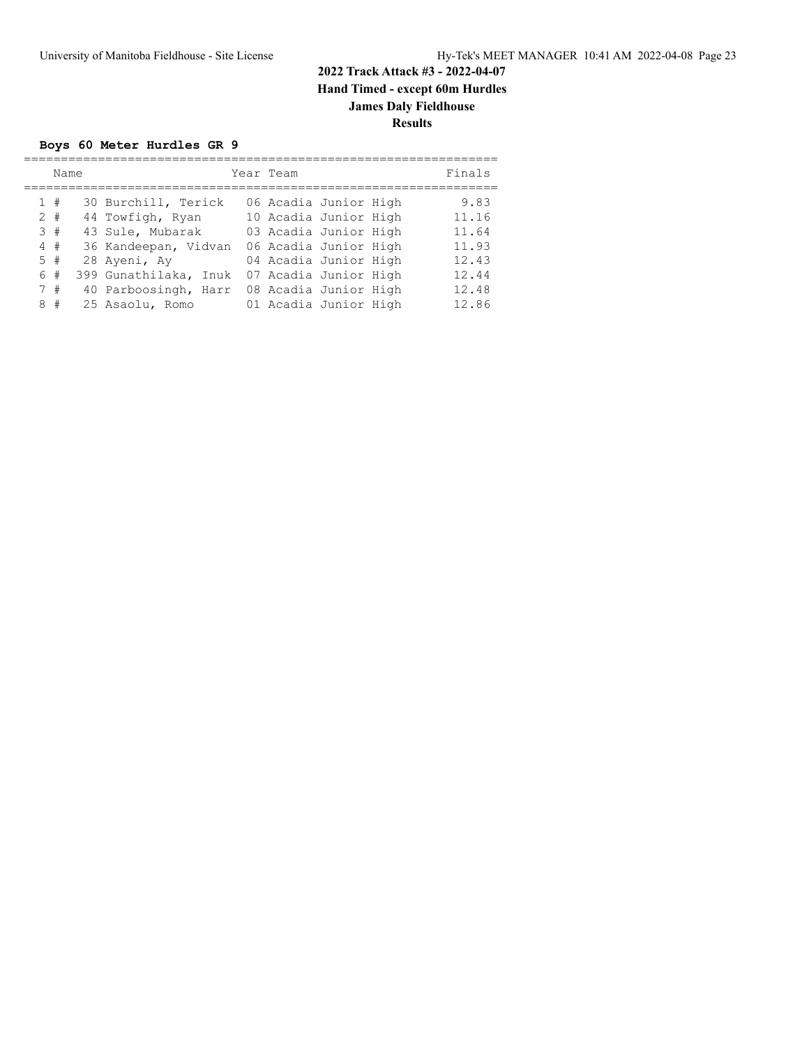## 2022 Track Attack #3 - 2022-04-07

**Hand Timed - except 60m Hurdles**

**James Daly Fieldhouse**

**Results**

### Boys 60 Meter Hurdles GR 9

| | Name | Year | Team | Finals |
|---|---|---|---|---|
| 1 # | 30 Burchill, Terick | 06 | Acadia Junior High | 9.83 |
| 2 # | 44 Towfigh, Ryan | 10 | Acadia Junior High | 11.16 |
| 3 # | 43 Sule, Mubarak | 03 | Acadia Junior High | 11.64 |
| 4 # | 36 Kandeepan, Vidvan | 06 | Acadia Junior High | 11.93 |
| 5 # | 28 Ayeni, Ay | 04 | Acadia Junior High | 12.43 |
| 6 # | 399 Gunathilaka, Inuk | 07 | Acadia Junior High | 12.44 |
| 7 # | 40 Parboosingh, Harr | 08 | Acadia Junior High | 12.48 |
| 8 # | 25 Asaolu, Romo | 01 | Acadia Junior High | 12.86 |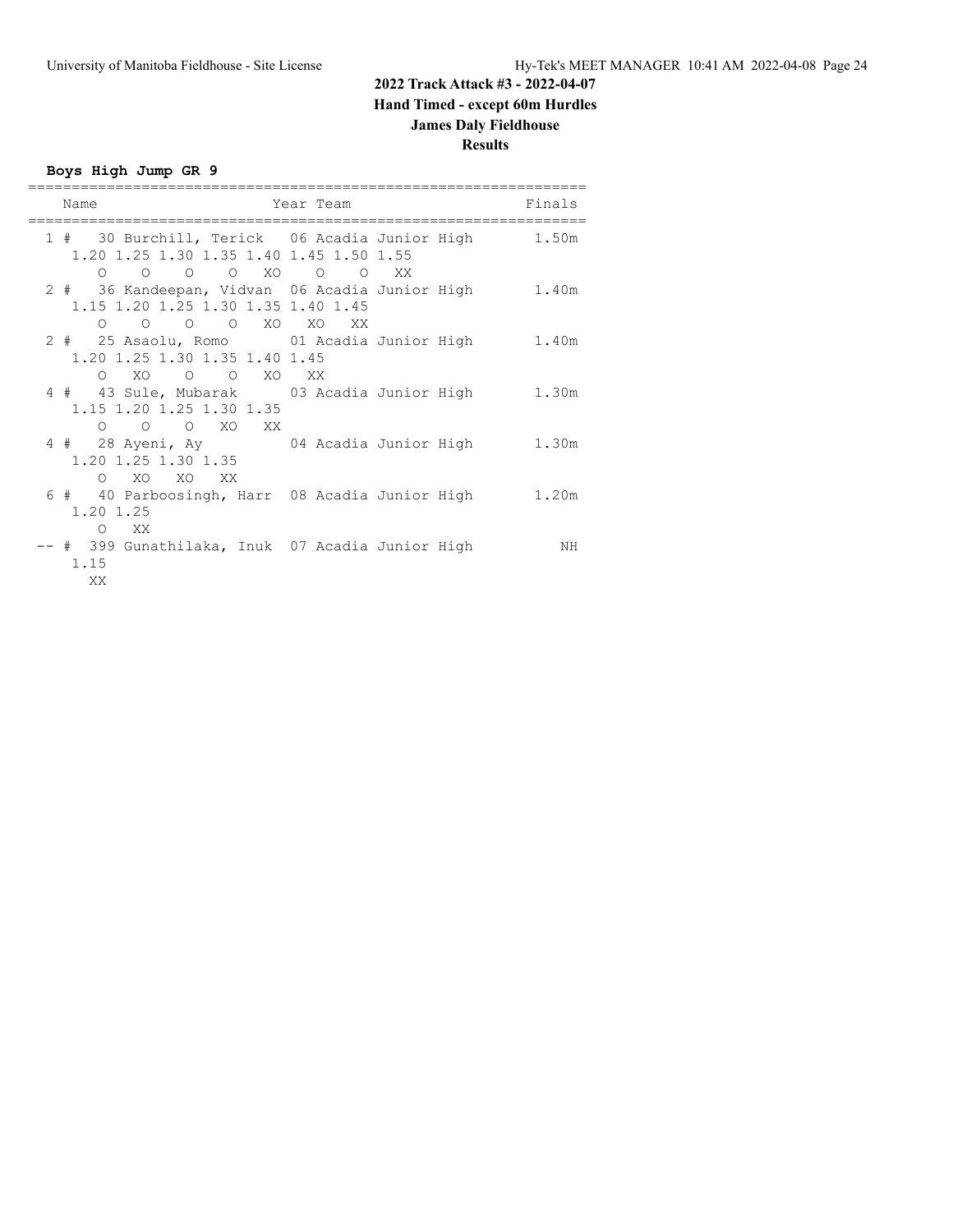## 2022 Track Attack #3 - 2022-04-07

**Hand Timed - except 60m Hurdles**

**James Daly Fieldhouse**

**Results**

### Boys High Jump GR 9

```
================================================================
    Name                    Year Team                    Finals
================================================================
  1 #   30 Burchill, Terick   06 Acadia Junior High       1.50m
      1.20 1.25 1.30 1.35 1.40 1.45 1.50 1.55
         O    O    O    O   XO    O    O   XX
  2 #   36 Kandeepan, Vidvan  06 Acadia Junior High       1.40m
      1.15 1.20 1.25 1.30 1.35 1.40 1.45
         O    O    O    O   XO   XO   XX
  2 #   25 Asaolu, Romo       01 Acadia Junior High       1.40m
      1.20 1.25 1.30 1.35 1.40 1.45
         O   XO    O    O   XO   XX
  4 #   43 Sule, Mubarak      03 Acadia Junior High       1.30m
      1.15 1.20 1.25 1.30 1.35
         O    O    O   XO   XX
  4 #   28 Ayeni, Ay          04 Acadia Junior High       1.30m
      1.20 1.25 1.30 1.35
         O   XO   XO   XX
  6 #   40 Parboosingh, Harr  08 Acadia Junior High       1.20m
      1.20 1.25
         O   XX
 -- #  399 Gunathilaka, Inuk  07 Acadia Junior High          NH
      1.15
        XX
```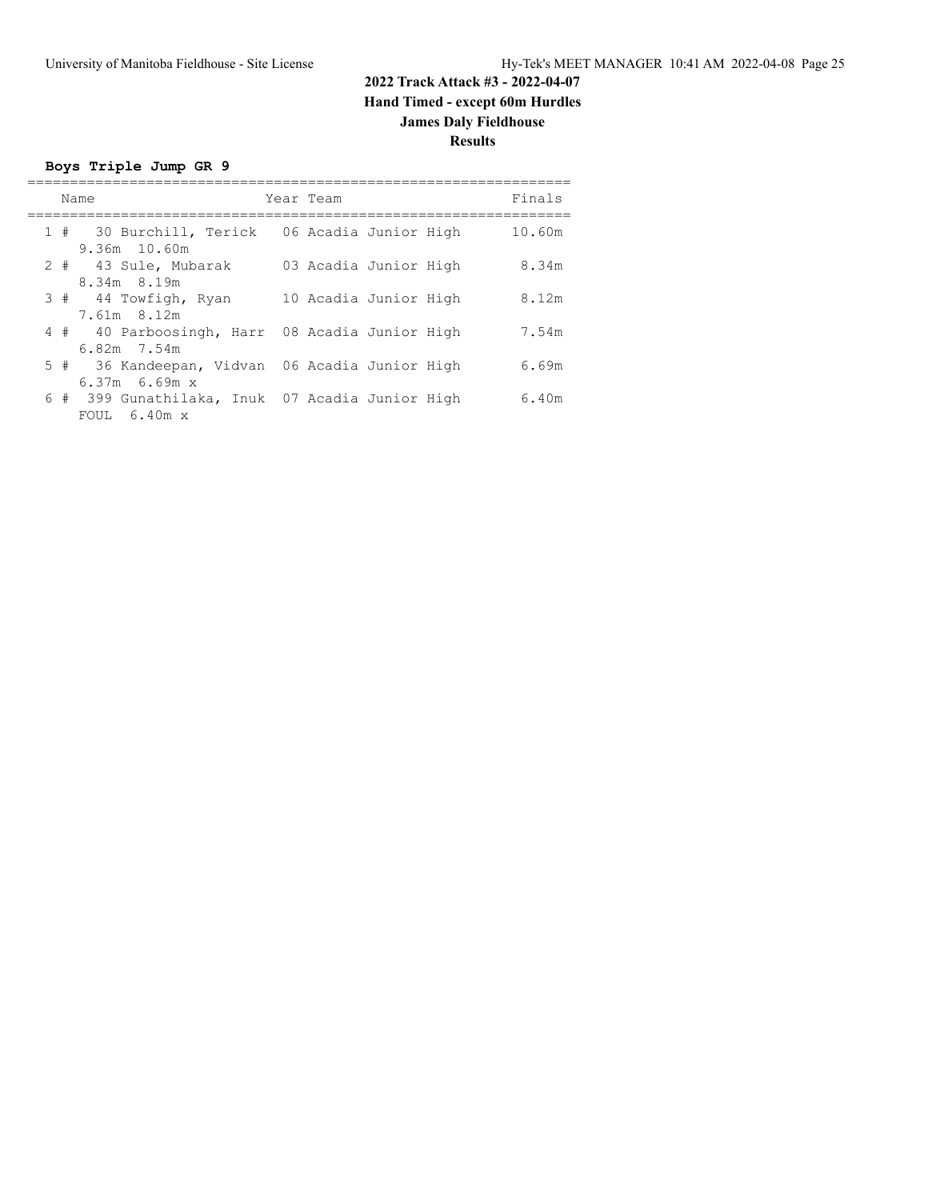## 2022 Track Attack #3 - 2022-04-07

**Hand Timed - except 60m Hurdles**

**James Daly Fieldhouse**

**Results**

### Boys Triple Jump GR 9

| Place | Name | Year | Team | Finals |
|---|---|---|---|---|
| 1 # | 30 Burchill, Terick | 06 | Acadia Junior High | 10.60m |
| | 9.36m 10.60m | | | |
| 2 # | 43 Sule, Mubarak | 03 | Acadia Junior High | 8.34m |
| | 8.34m 8.19m | | | |
| 3 # | 44 Towfigh, Ryan | 10 | Acadia Junior High | 8.12m |
| | 7.61m 8.12m | | | |
| 4 # | 40 Parboosingh, Harr | 08 | Acadia Junior High | 7.54m |
| | 6.82m 7.54m | | | |
| 5 # | 36 Kandeepan, Vidvan | 06 | Acadia Junior High | 6.69m |
| | 6.37m 6.69m x | | | |
| 6 # | 399 Gunathilaka, Inuk | 07 | Acadia Junior High | 6.40m |
| | FOUL 6.40m x | | | |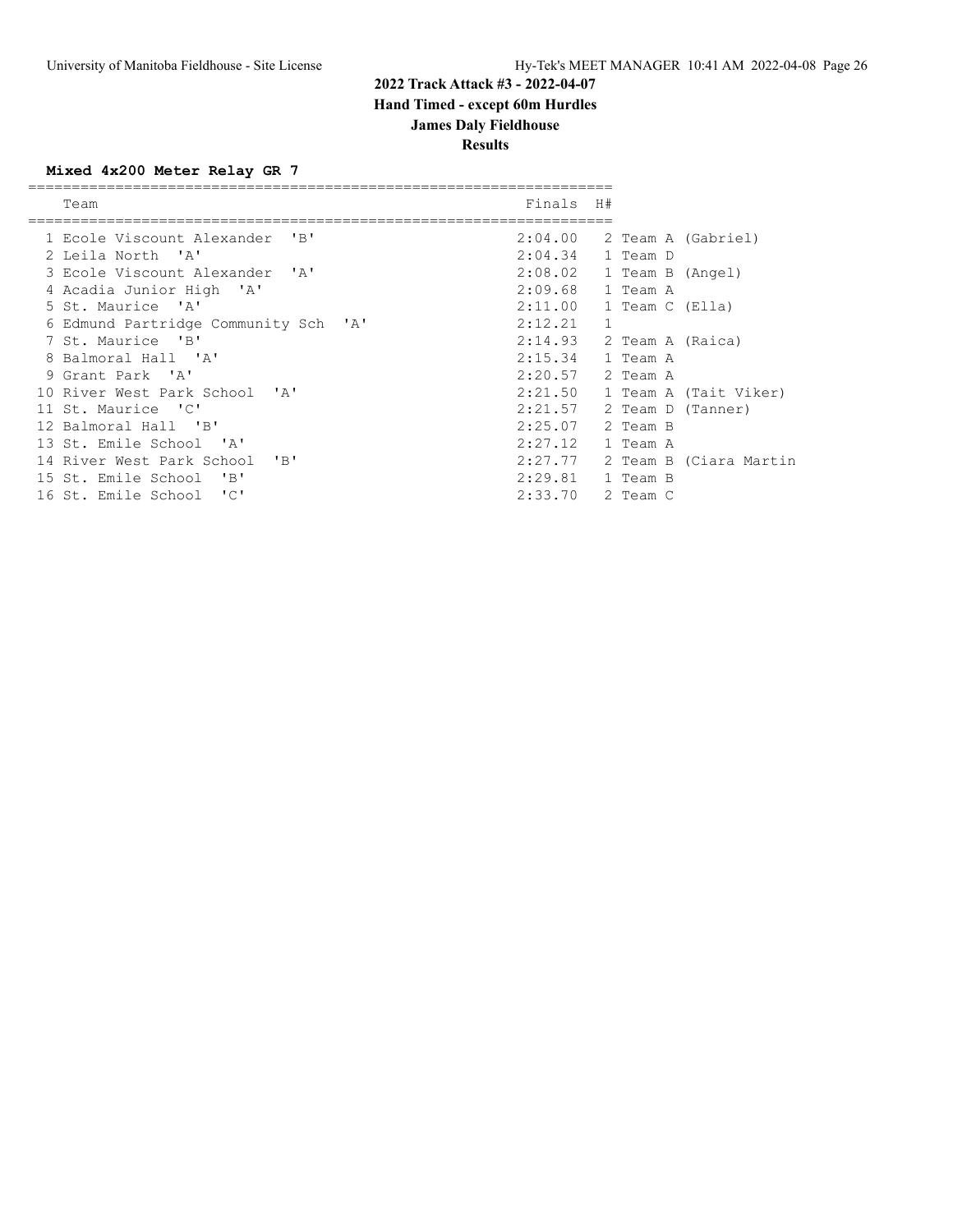# 2022 Track Attack #3 - 2022-04-07

**Hand Timed - except 60m Hurdles**

**James Daly Fieldhouse**

**Results**

### Mixed 4x200 Meter Relay GR 7

| | Team | Finals | H# | |
|---|---|---|---|---|
| 1 | Ecole Viscount Alexander 'B' | 2:04.00 | 2 | Team A (Gabriel) |
| 2 | Leila North 'A' | 2:04.34 | 1 | Team D |
| 3 | Ecole Viscount Alexander 'A' | 2:08.02 | 1 | Team B (Angel) |
| 4 | Acadia Junior High 'A' | 2:09.68 | 1 | Team A |
| 5 | St. Maurice 'A' | 2:11.00 | 1 | Team C (Ella) |
| 6 | Edmund Partridge Community Sch 'A' | 2:12.21 | 1 | |
| 7 | St. Maurice 'B' | 2:14.93 | 2 | Team A (Raica) |
| 8 | Balmoral Hall 'A' | 2:15.34 | 1 | Team A |
| 9 | Grant Park 'A' | 2:20.57 | 2 | Team A |
| 10 | River West Park School 'A' | 2:21.50 | 1 | Team A (Tait Viker) |
| 11 | St. Maurice 'C' | 2:21.57 | 2 | Team D (Tanner) |
| 12 | Balmoral Hall 'B' | 2:25.07 | 2 | Team B |
| 13 | St. Emile School 'A' | 2:27.12 | 1 | Team A |
| 14 | River West Park School 'B' | 2:27.77 | 2 | Team B (Ciara Martin |
| 15 | St. Emile School 'B' | 2:29.81 | 1 | Team B |
| 16 | St. Emile School 'C' | 2:33.70 | 2 | Team C |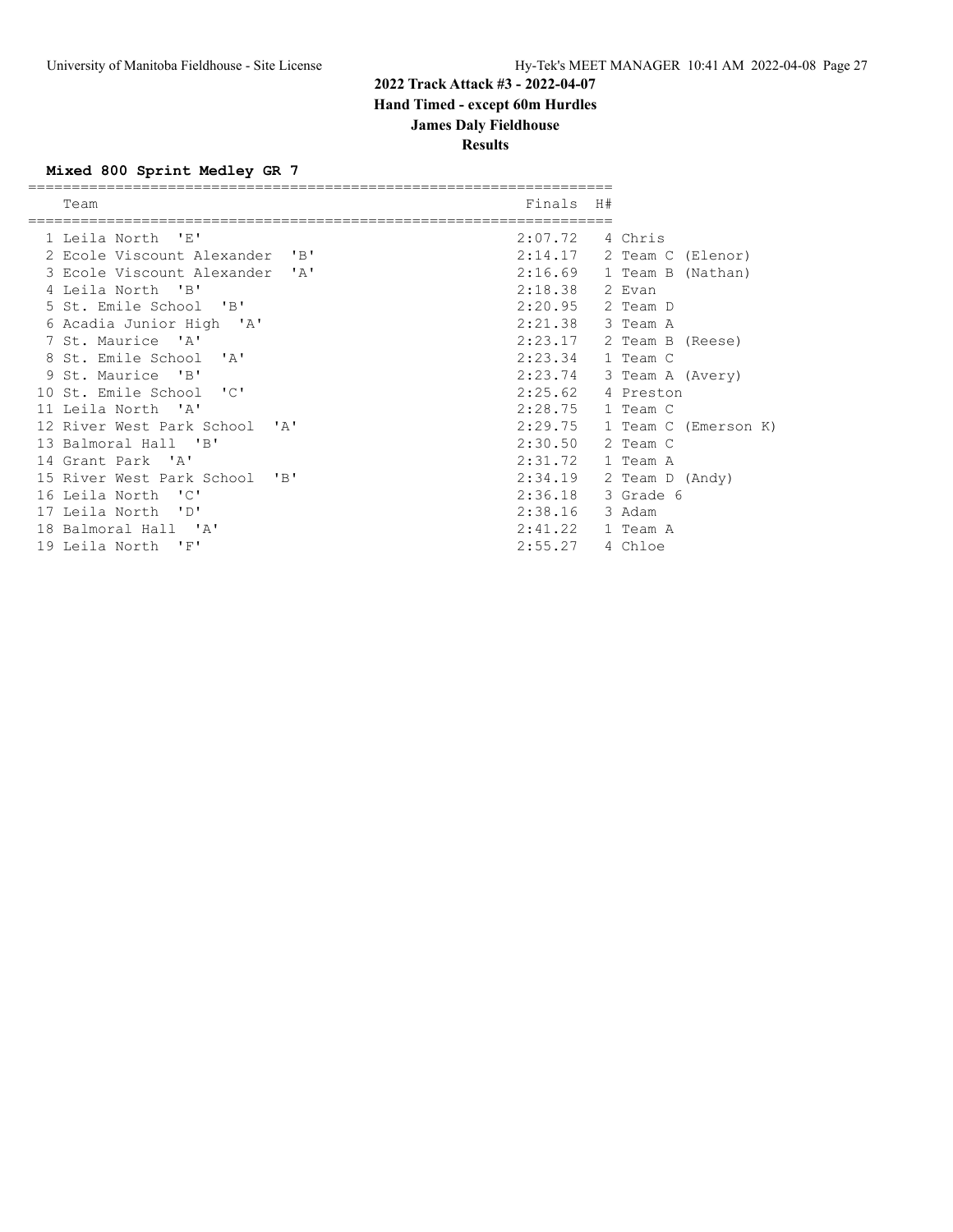**2022 Track Attack #3 - 2022-04-07**
**Hand Timed - except 60m Hurdles**
**James Daly Fieldhouse**
**Results**

### Mixed 800 Sprint Medley GR 7

| | Team | Finals | H# | |
|---|---|---|---|---|
| 1 | Leila North 'E' | 2:07.72 | 4 | Chris |
| 2 | Ecole Viscount Alexander 'B' | 2:14.17 | 2 | Team C (Elenor) |
| 3 | Ecole Viscount Alexander 'A' | 2:16.69 | 1 | Team B (Nathan) |
| 4 | Leila North 'B' | 2:18.38 | 2 | Evan |
| 5 | St. Emile School 'B' | 2:20.95 | 2 | Team D |
| 6 | Acadia Junior High 'A' | 2:21.38 | 3 | Team A |
| 7 | St. Maurice 'A' | 2:23.17 | 2 | Team B (Reese) |
| 8 | St. Emile School 'A' | 2:23.34 | 1 | Team C |
| 9 | St. Maurice 'B' | 2:23.74 | 3 | Team A (Avery) |
| 10 | St. Emile School 'C' | 2:25.62 | 4 | Preston |
| 11 | Leila North 'A' | 2:28.75 | 1 | Team C |
| 12 | River West Park School 'A' | 2:29.75 | 1 | Team C (Emerson K) |
| 13 | Balmoral Hall 'B' | 2:30.50 | 2 | Team C |
| 14 | Grant Park 'A' | 2:31.72 | 1 | Team A |
| 15 | River West Park School 'B' | 2:34.19 | 2 | Team D (Andy) |
| 16 | Leila North 'C' | 2:36.18 | 3 | Grade 6 |
| 17 | Leila North 'D' | 2:38.16 | 3 | Adam |
| 18 | Balmoral Hall 'A' | 2:41.22 | 1 | Team A |
| 19 | Leila North 'F' | 2:55.27 | 4 | Chloe |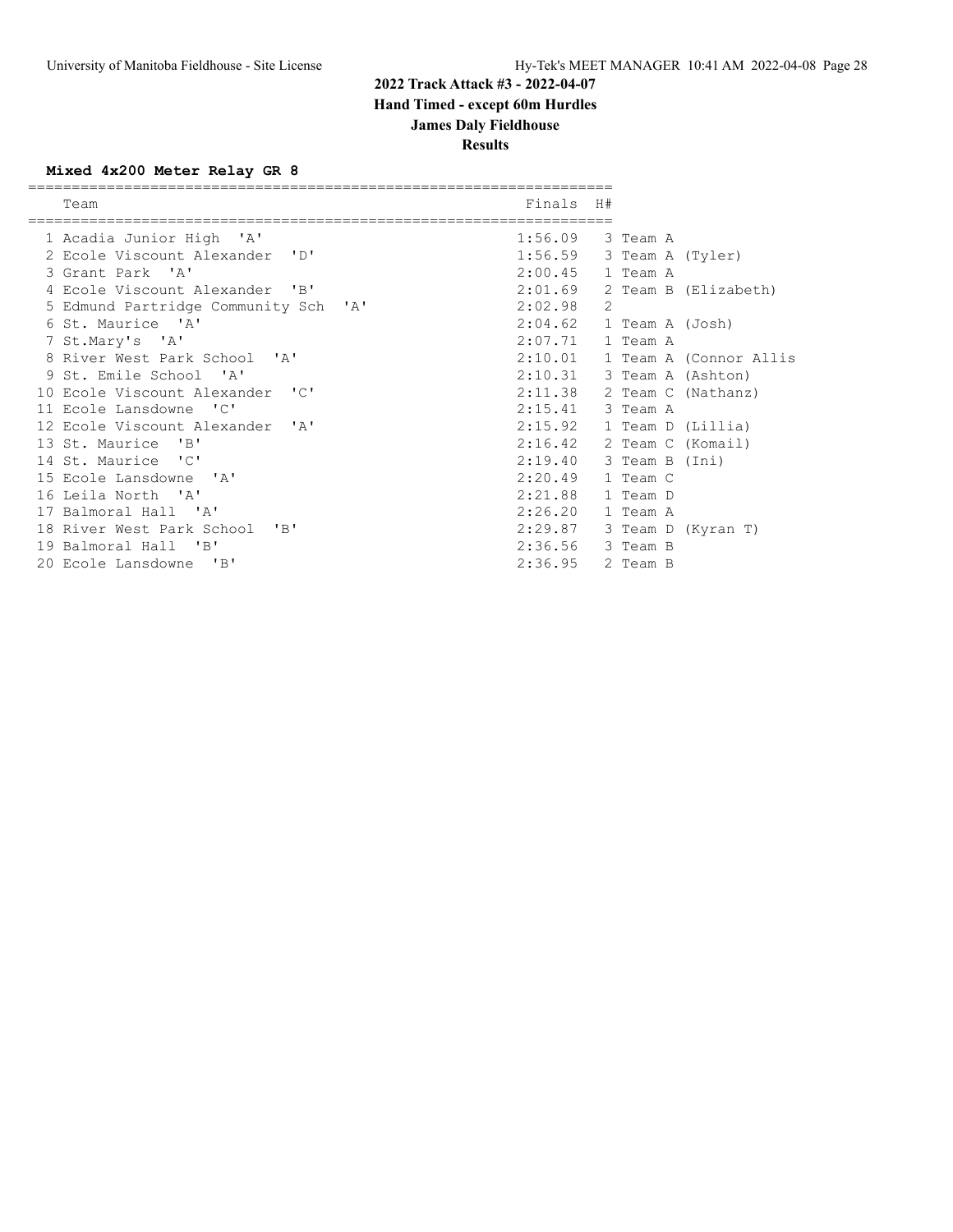## 2022 Track Attack #3 - 2022-04-07

**Hand Timed - except 60m Hurdles**

**James Daly Fieldhouse**

**Results**

### Mixed 4x200 Meter Relay GR 8

| | Team | Finals | H# | |
|---|---|---|---|---|
| 1 | Acadia Junior High 'A' | 1:56.09 | 3 | Team A |
| 2 | Ecole Viscount Alexander 'D' | 1:56.59 | 3 | Team A (Tyler) |
| 3 | Grant Park 'A' | 2:00.45 | 1 | Team A |
| 4 | Ecole Viscount Alexander 'B' | 2:01.69 | 2 | Team B (Elizabeth) |
| 5 | Edmund Partridge Community Sch 'A' | 2:02.98 | 2 | |
| 6 | St. Maurice 'A' | 2:04.62 | 1 | Team A (Josh) |
| 7 | St.Mary's 'A' | 2:07.71 | 1 | Team A |
| 8 | River West Park School 'A' | 2:10.01 | 1 | Team A (Connor Allis |
| 9 | St. Emile School 'A' | 2:10.31 | 3 | Team A (Ashton) |
| 10 | Ecole Viscount Alexander 'C' | 2:11.38 | 2 | Team C (Nathanz) |
| 11 | Ecole Lansdowne 'C' | 2:15.41 | 3 | Team A |
| 12 | Ecole Viscount Alexander 'A' | 2:15.92 | 1 | Team D (Lillia) |
| 13 | St. Maurice 'B' | 2:16.42 | 2 | Team C (Komail) |
| 14 | St. Maurice 'C' | 2:19.40 | 3 | Team B (Ini) |
| 15 | Ecole Lansdowne 'A' | 2:20.49 | 1 | Team C |
| 16 | Leila North 'A' | 2:21.88 | 1 | Team D |
| 17 | Balmoral Hall 'A' | 2:26.20 | 1 | Team A |
| 18 | River West Park School 'B' | 2:29.87 | 3 | Team D (Kyran T) |
| 19 | Balmoral Hall 'B' | 2:36.56 | 3 | Team B |
| 20 | Ecole Lansdowne 'B' | 2:36.95 | 2 | Team B |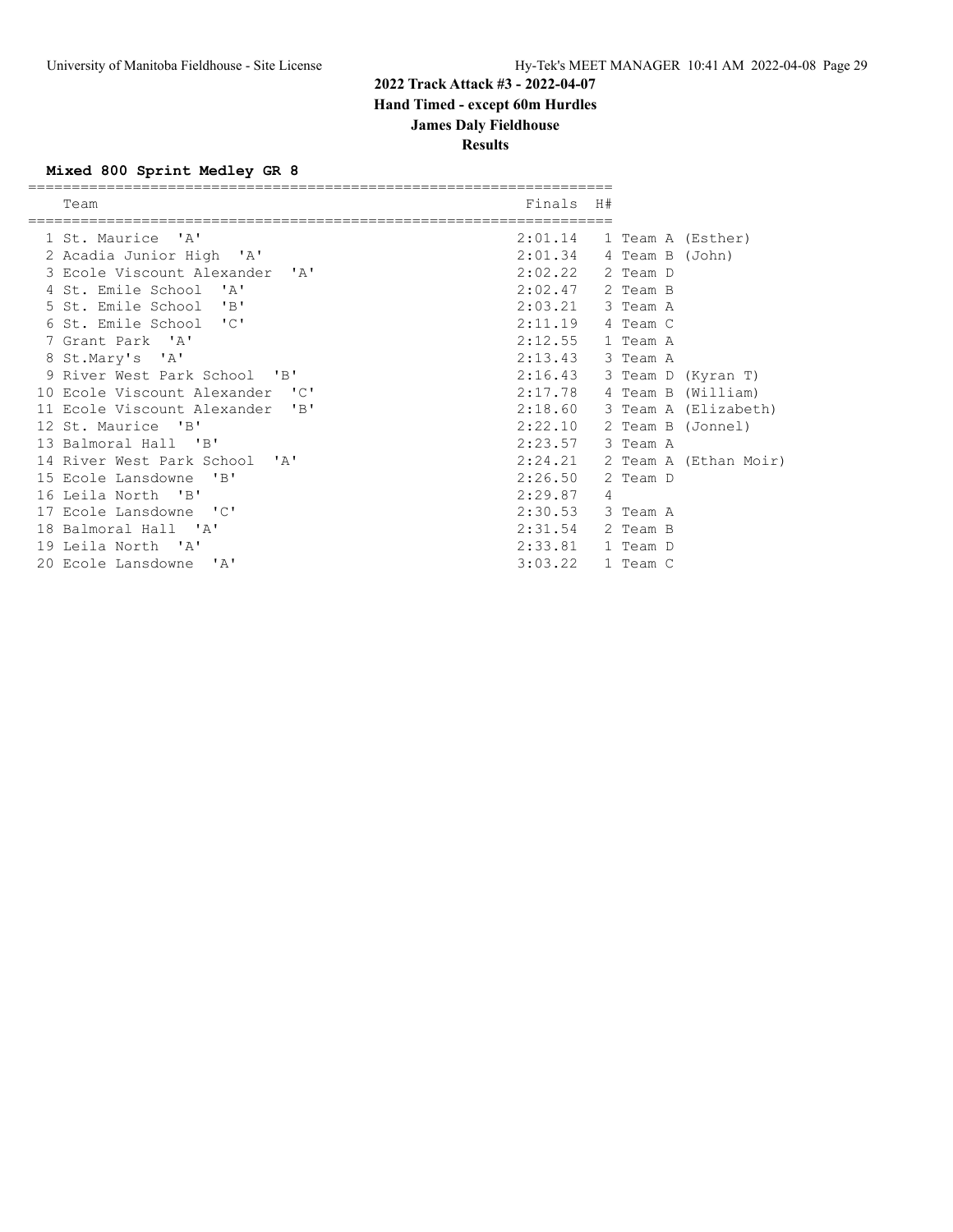**2022 Track Attack #3 - 2022-04-07**

**Hand Timed - except 60m Hurdles**

**James Daly Fieldhouse**

**Results**

### Mixed 800 Sprint Medley GR 8

| | Team | Finals | H# | |
|---|---|---|---|---|
| 1 | St. Maurice 'A' | 2:01.14 | 1 | Team A (Esther) |
| 2 | Acadia Junior High 'A' | 2:01.34 | 4 | Team B (John) |
| 3 | Ecole Viscount Alexander 'A' | 2:02.22 | 2 | Team D |
| 4 | St. Emile School 'A' | 2:02.47 | 2 | Team B |
| 5 | St. Emile School 'B' | 2:03.21 | 3 | Team A |
| 6 | St. Emile School 'C' | 2:11.19 | 4 | Team C |
| 7 | Grant Park 'A' | 2:12.55 | 1 | Team A |
| 8 | St.Mary's 'A' | 2:13.43 | 3 | Team A |
| 9 | River West Park School 'B' | 2:16.43 | 3 | Team D (Kyran T) |
| 10 | Ecole Viscount Alexander 'C' | 2:17.78 | 4 | Team B (William) |
| 11 | Ecole Viscount Alexander 'B' | 2:18.60 | 3 | Team A (Elizabeth) |
| 12 | St. Maurice 'B' | 2:22.10 | 2 | Team B (Jonnel) |
| 13 | Balmoral Hall 'B' | 2:23.57 | 3 | Team A |
| 14 | River West Park School 'A' | 2:24.21 | 2 | Team A (Ethan Moir) |
| 15 | Ecole Lansdowne 'B' | 2:26.50 | 2 | Team D |
| 16 | Leila North 'B' | 2:29.87 | 4 | |
| 17 | Ecole Lansdowne 'C' | 2:30.53 | 3 | Team A |
| 18 | Balmoral Hall 'A' | 2:31.54 | 2 | Team B |
| 19 | Leila North 'A' | 2:33.81 | 1 | Team D |
| 20 | Ecole Lansdowne 'A' | 3:03.22 | 1 | Team C |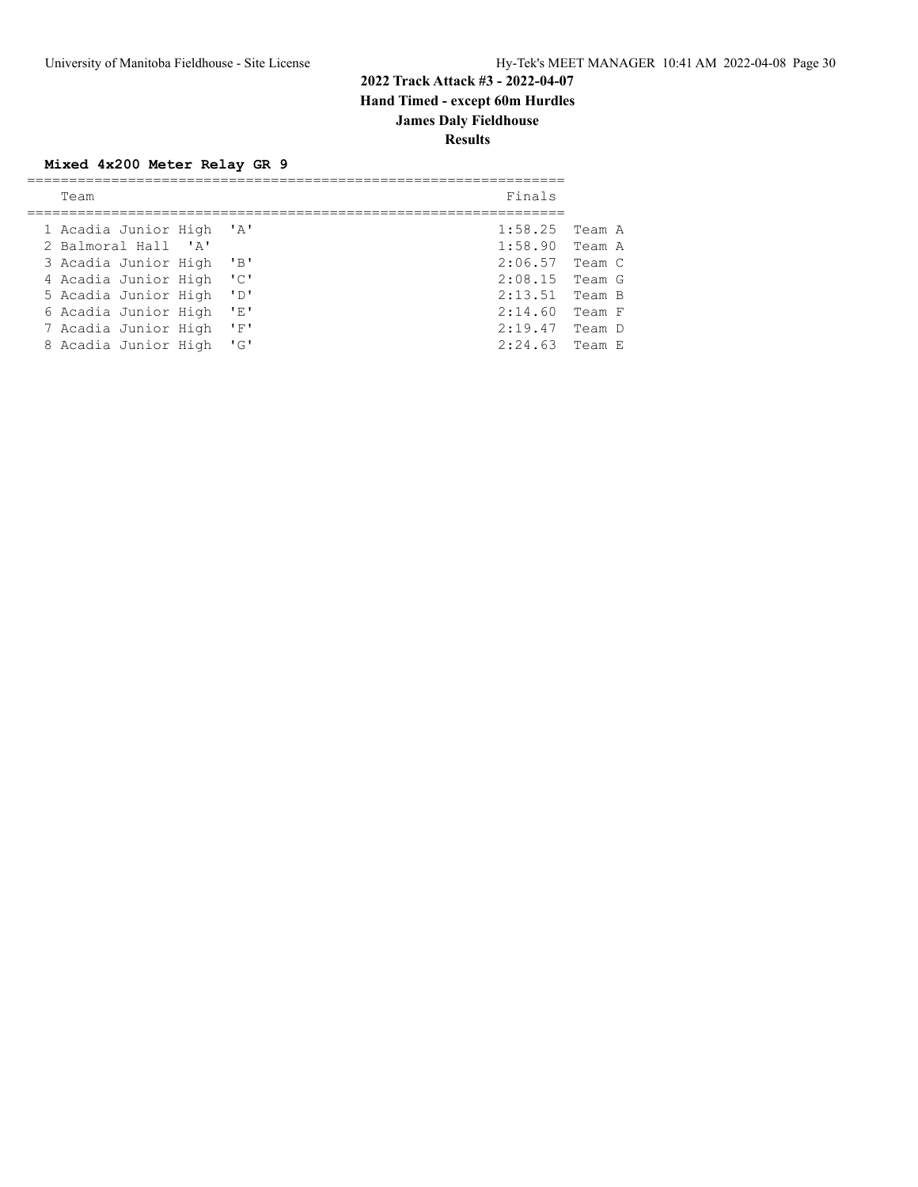## 2022 Track Attack #3 - 2022-04-07

**Hand Timed - except 60m Hurdles**

**James Daly Fieldhouse**

**Results**

### Mixed 4x200 Meter Relay GR 9

| | Team | Finals | |
|---|---|---|---|
| 1 | Acadia Junior High 'A' | 1:58.25 | Team A |
| 2 | Balmoral Hall 'A' | 1:58.90 | Team A |
| 3 | Acadia Junior High 'B' | 2:06.57 | Team C |
| 4 | Acadia Junior High 'C' | 2:08.15 | Team G |
| 5 | Acadia Junior High 'D' | 2:13.51 | Team B |
| 6 | Acadia Junior High 'E' | 2:14.60 | Team F |
| 7 | Acadia Junior High 'F' | 2:19.47 | Team D |
| 8 | Acadia Junior High 'G' | 2:24.63 | Team E |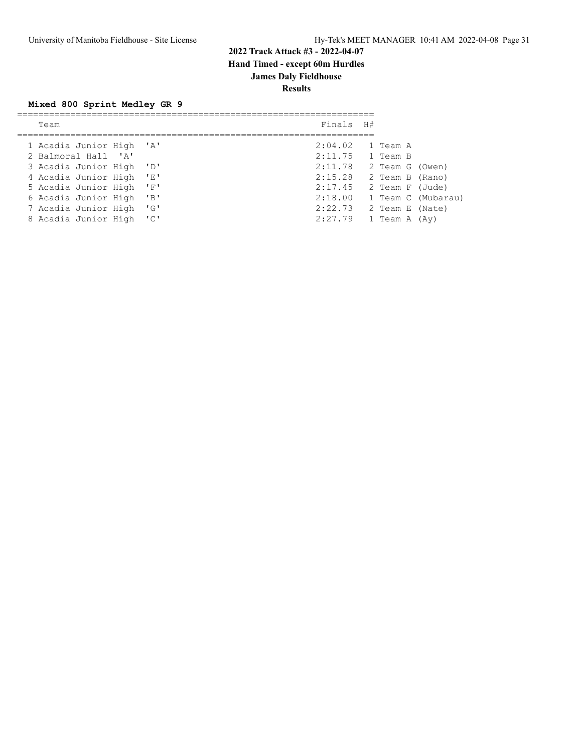# 2022 Track Attack #3 - 2022-04-07

**Hand Timed - except 60m Hurdles**

**James Daly Fieldhouse**

**Results**

### Mixed 800 Sprint Medley GR 9

| | Team | Finals | H# | |
|---|---|---|---|---|
| 1 | Acadia Junior High 'A' | 2:04.02 | 1 | Team A |
| 2 | Balmoral Hall 'A' | 2:11.75 | 1 | Team B |
| 3 | Acadia Junior High 'D' | 2:11.78 | 2 | Team G (Owen) |
| 4 | Acadia Junior High 'E' | 2:15.28 | 2 | Team B (Rano) |
| 5 | Acadia Junior High 'F' | 2:17.45 | 2 | Team F (Jude) |
| 6 | Acadia Junior High 'B' | 2:18.00 | 1 | Team C (Mubarau) |
| 7 | Acadia Junior High 'G' | 2:22.73 | 2 | Team E (Nate) |
| 8 | Acadia Junior High 'C' | 2:27.79 | 1 | Team A (Ay) |